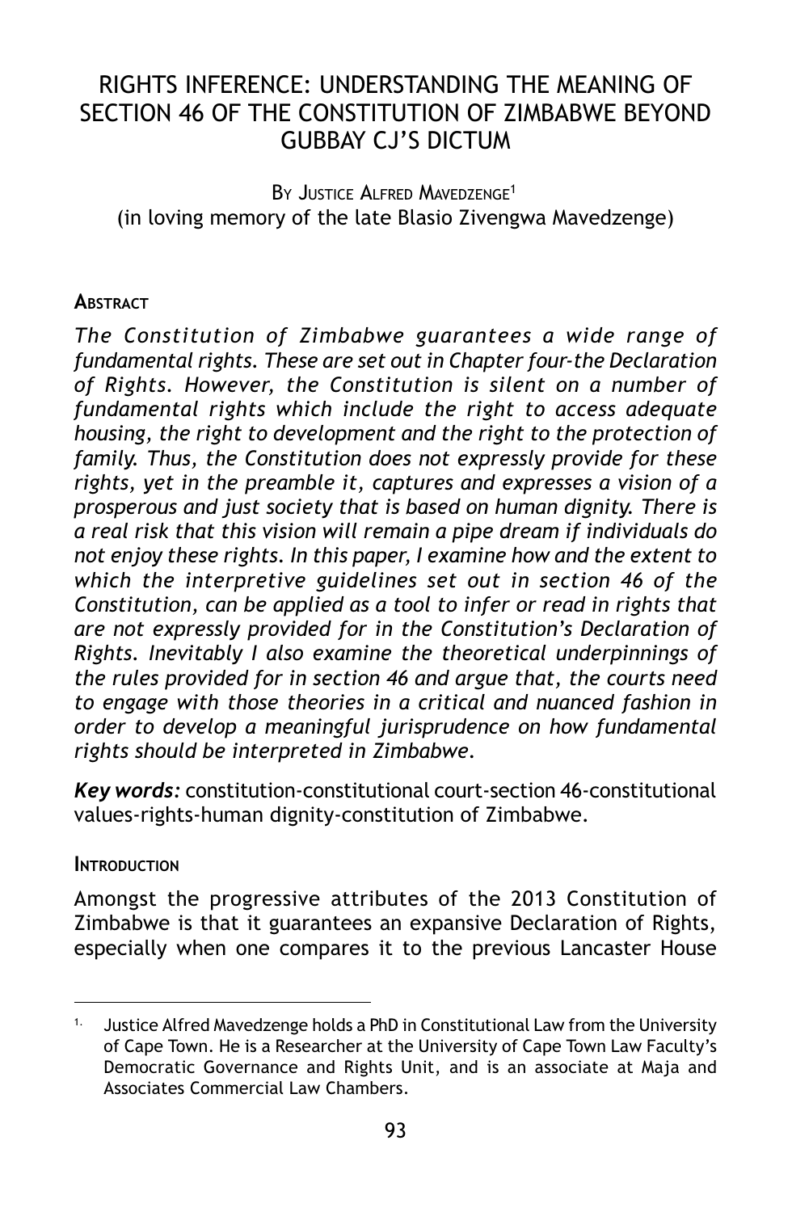# RIGHTS INFERENCE: UNDERSTANDING THE MEANING OF SECTION 46 OF THE CONSTITUTION OF ZIMBABWE BEYOND GUBBAY CJ'S DICTUM

By Justice Alfred Mavedzenge[1]
(in loving memory of the late Blasio Zivengwa Mavedzenge)

## Abstract

*The Constitution of Zimbabwe guarantees a wide range of fundamental rights. These are set out in Chapter four-the Declaration of Rights. However, the Constitution is silent on a number of fundamental rights which include the right to access adequate housing, the right to development and the right to the protection of family. Thus, the Constitution does not expressly provide for these rights, yet in the preamble it, captures and expresses a vision of a prosperous and just society that is based on human dignity. There is a real risk that this vision will remain a pipe dream if individuals do not enjoy these rights. In this paper, I examine how and the extent to which the interpretive guidelines set out in section 46 of the Constitution, can be applied as a tool to infer or read in rights that are not expressly provided for in the Constitution's Declaration of Rights. Inevitably I also examine the theoretical underpinnings of the rules provided for in section 46 and argue that, the courts need to engage with those theories in a critical and nuanced fashion in order to develop a meaningful jurisprudence on how fundamental rights should be interpreted in Zimbabwe.*

***Key words:*** constitution-constitutional court-section 46-constitutional values-rights-human dignity-constitution of Zimbabwe.

## Introduction

Amongst the progressive attributes of the 2013 Constitution of Zimbabwe is that it guarantees an expansive Declaration of Rights, especially when one compares it to the previous Lancaster House

---

1. Justice Alfred Mavedzenge holds a PhD in Constitutional Law from the University of Cape Town. He is a Researcher at the University of Cape Town Law Faculty's Democratic Governance and Rights Unit, and is an associate at Maja and Associates Commercial Law Chambers.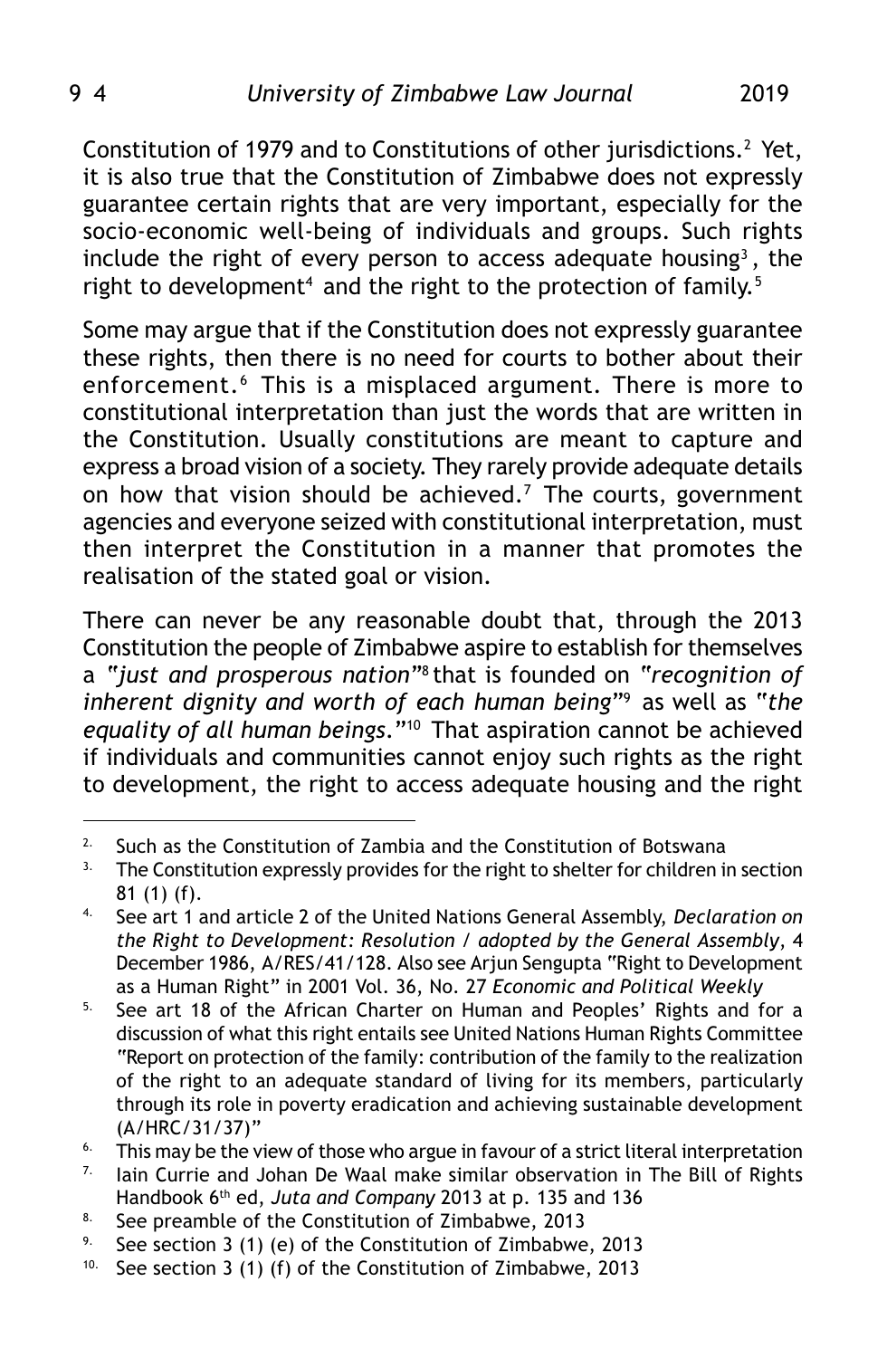Constitution of 1979 and to Constitutions of other jurisdictions.[2] Yet, it is also true that the Constitution of Zimbabwe does not expressly guarantee certain rights that are very important, especially for the socio-economic well-being of individuals and groups. Such rights include the right of every person to access adequate housing[3], the right to development[4] and the right to the protection of family.[5]

Some may argue that if the Constitution does not expressly guarantee these rights, then there is no need for courts to bother about their enforcement.[6] This is a misplaced argument. There is more to constitutional interpretation than just the words that are written in the Constitution. Usually constitutions are meant to capture and express a broad vision of a society. They rarely provide adequate details on how that vision should be achieved.[7] The courts, government agencies and everyone seized with constitutional interpretation, must then interpret the Constitution in a manner that promotes the realisation of the stated goal or vision.

There can never be any reasonable doubt that, through the 2013 Constitution the people of Zimbabwe aspire to establish for themselves a *"just and prosperous nation"*[8] that is founded on *"recognition of inherent dignity and worth of each human being"*[9] as well as *"the equality of all human beings."*[10] That aspiration cannot be achieved if individuals and communities cannot enjoy such rights as the right to development, the right to access adequate housing and the right

---

2. Such as the Constitution of Zambia and the Constitution of Botswana
3. The Constitution expressly provides for the right to shelter for children in section 81 (1) (f).
4. See art 1 and article 2 of the United Nations General Assembly, *Declaration on the Right to Development: Resolution / adopted by the General Assembly*, 4 December 1986, A/RES/41/128. Also see Arjun Sengupta "Right to Development as a Human Right" in 2001 Vol. 36, No. 27 *Economic and Political Weekly*
5. See art 18 of the African Charter on Human and Peoples' Rights and for a discussion of what this right entails see United Nations Human Rights Committee "Report on protection of the family: contribution of the family to the realization of the right to an adequate standard of living for its members, particularly through its role in poverty eradication and achieving sustainable development (A/HRC/31/37)"
6. This may be the view of those who argue in favour of a strict literal interpretation
7. Iain Currie and Johan De Waal make similar observation in The Bill of Rights Handbook 6th ed, *Juta and Company* 2013 at p. 135 and 136
8. See preamble of the Constitution of Zimbabwe, 2013
9. See section 3 (1) (e) of the Constitution of Zimbabwe, 2013
10. See section 3 (1) (f) of the Constitution of Zimbabwe, 2013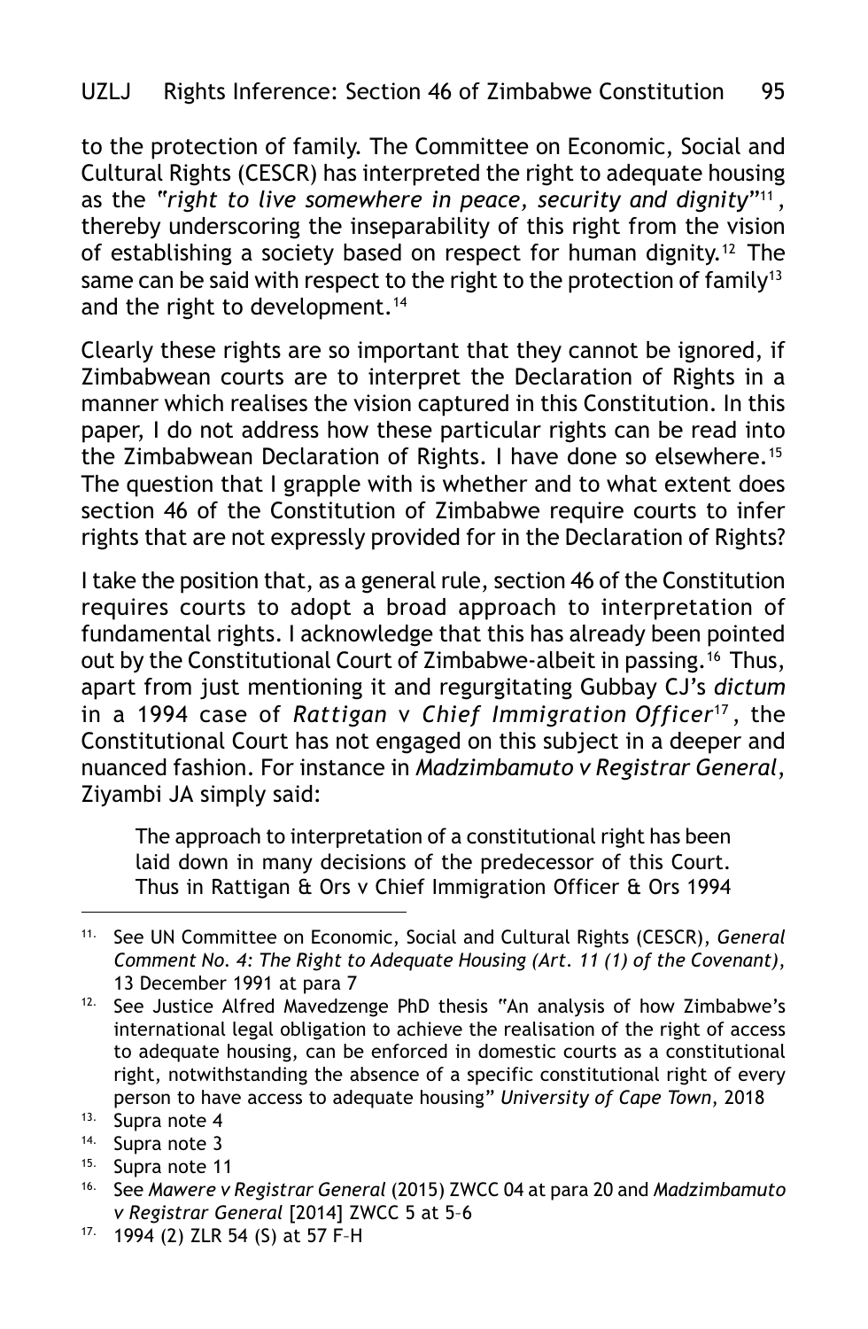to the protection of family. The Committee on Economic, Social and Cultural Rights (CESCR) has interpreted the right to adequate housing as the *"right to live somewhere in peace, security and dignity"*[11], thereby underscoring the inseparability of this right from the vision of establishing a society based on respect for human dignity.[12] The same can be said with respect to the right to the protection of family[13] and the right to development.[14]

Clearly these rights are so important that they cannot be ignored, if Zimbabwean courts are to interpret the Declaration of Rights in a manner which realises the vision captured in this Constitution. In this paper, I do not address how these particular rights can be read into the Zimbabwean Declaration of Rights. I have done so elsewhere.[15] The question that I grapple with is whether and to what extent does section 46 of the Constitution of Zimbabwe require courts to infer rights that are not expressly provided for in the Declaration of Rights?

I take the position that, as a general rule, section 46 of the Constitution requires courts to adopt a broad approach to interpretation of fundamental rights. I acknowledge that this has already been pointed out by the Constitutional Court of Zimbabwe-albeit in passing.[16] Thus, apart from just mentioning it and regurgitating Gubbay CJ's *dictum* in a 1994 case of *Rattigan* v *Chief Immigration Officer*[17], the Constitutional Court has not engaged on this subject in a deeper and nuanced fashion. For instance in *Madzimbamuto v Registrar General*, Ziyambi JA simply said:

> The approach to interpretation of a constitutional right has been laid down in many decisions of the predecessor of this Court. Thus in Rattigan & Ors v Chief Immigration Officer & Ors 1994

---

11. See UN Committee on Economic, Social and Cultural Rights (CESCR), *General Comment No. 4: The Right to Adequate Housing (Art. 11 (1) of the Covenant)*, 13 December 1991 at para 7
12. See Justice Alfred Mavedzenge PhD thesis "An analysis of how Zimbabwe's international legal obligation to achieve the realisation of the right of access to adequate housing, can be enforced in domestic courts as a constitutional right, notwithstanding the absence of a specific constitutional right of every person to have access to adequate housing" *University of Cape Town*, 2018
13. Supra note 4
14. Supra note 3
15. Supra note 11
16. See *Mawere v Registrar General* (2015) ZWCC 04 at para 20 and *Madzimbamuto v Registrar General* [2014] ZWCC 5 at 5–6
17. 1994 (2) ZLR 54 (S) at 57 F–H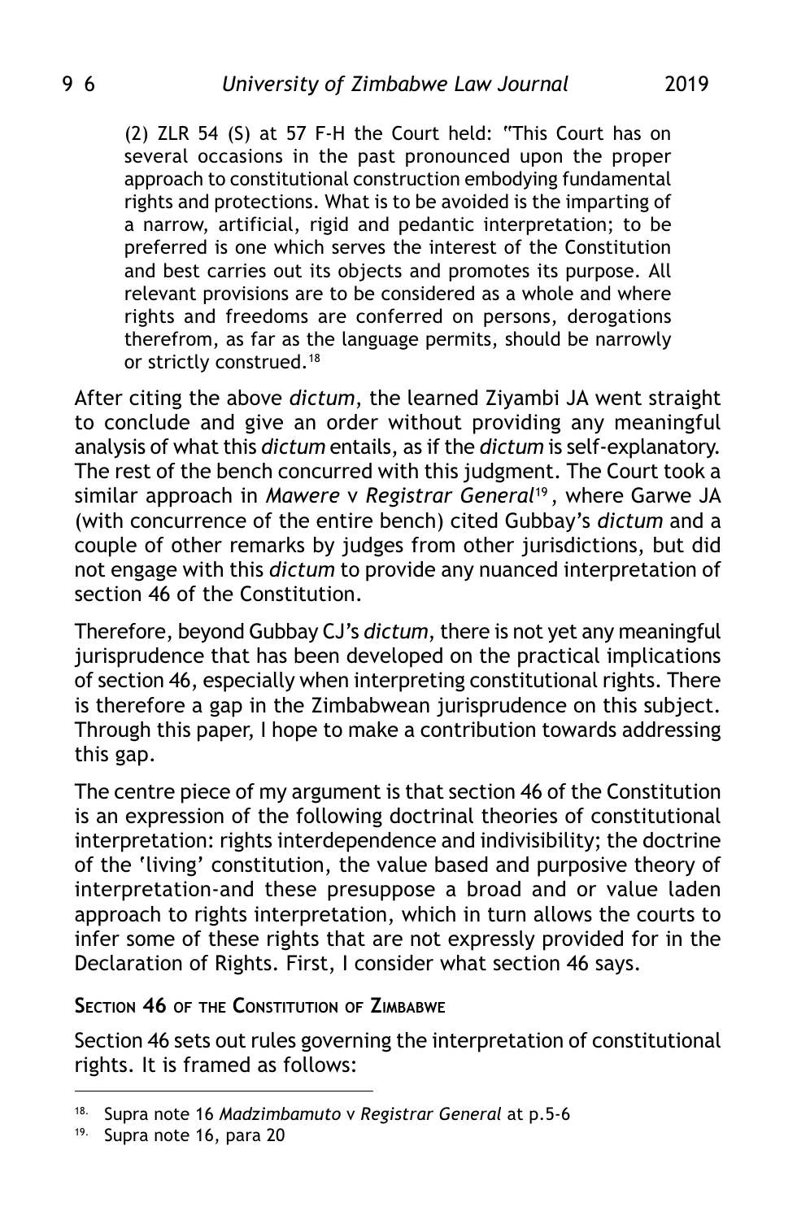> (2) ZLR 54 (S) at 57 F-H the Court held: "This Court has on several occasions in the past pronounced upon the proper approach to constitutional construction embodying fundamental rights and protections. What is to be avoided is the imparting of a narrow, artificial, rigid and pedantic interpretation; to be preferred is one which serves the interest of the Constitution and best carries out its objects and promotes its purpose. All relevant provisions are to be considered as a whole and where rights and freedoms are conferred on persons, derogations therefrom, as far as the language permits, should be narrowly or strictly construed.[18]

After citing the above *dictum*, the learned Ziyambi JA went straight to conclude and give an order without providing any meaningful analysis of what this *dictum* entails, as if the *dictum* is self-explanatory. The rest of the bench concurred with this judgment. The Court took a similar approach in *Mawere* v *Registrar General*[19], where Garwe JA (with concurrence of the entire bench) cited Gubbay's *dictum* and a couple of other remarks by judges from other jurisdictions, but did not engage with this *dictum* to provide any nuanced interpretation of section 46 of the Constitution.

Therefore, beyond Gubbay CJ's *dictum*, there is not yet any meaningful jurisprudence that has been developed on the practical implications of section 46, especially when interpreting constitutional rights. There is therefore a gap in the Zimbabwean jurisprudence on this subject. Through this paper, I hope to make a contribution towards addressing this gap.

The centre piece of my argument is that section 46 of the Constitution is an expression of the following doctrinal theories of constitutional interpretation: rights interdependence and indivisibility; the doctrine of the 'living' constitution, the value based and purposive theory of interpretation-and these presuppose a broad and or value laden approach to rights interpretation, which in turn allows the courts to infer some of these rights that are not expressly provided for in the Declaration of Rights. First, I consider what section 46 says.

## Section 46 of the Constitution of Zimbabwe

Section 46 sets out rules governing the interpretation of constitutional rights. It is framed as follows:

---

18. Supra note 16 *Madzimbamuto* v *Registrar General* at p.5-6
19. Supra note 16, para 20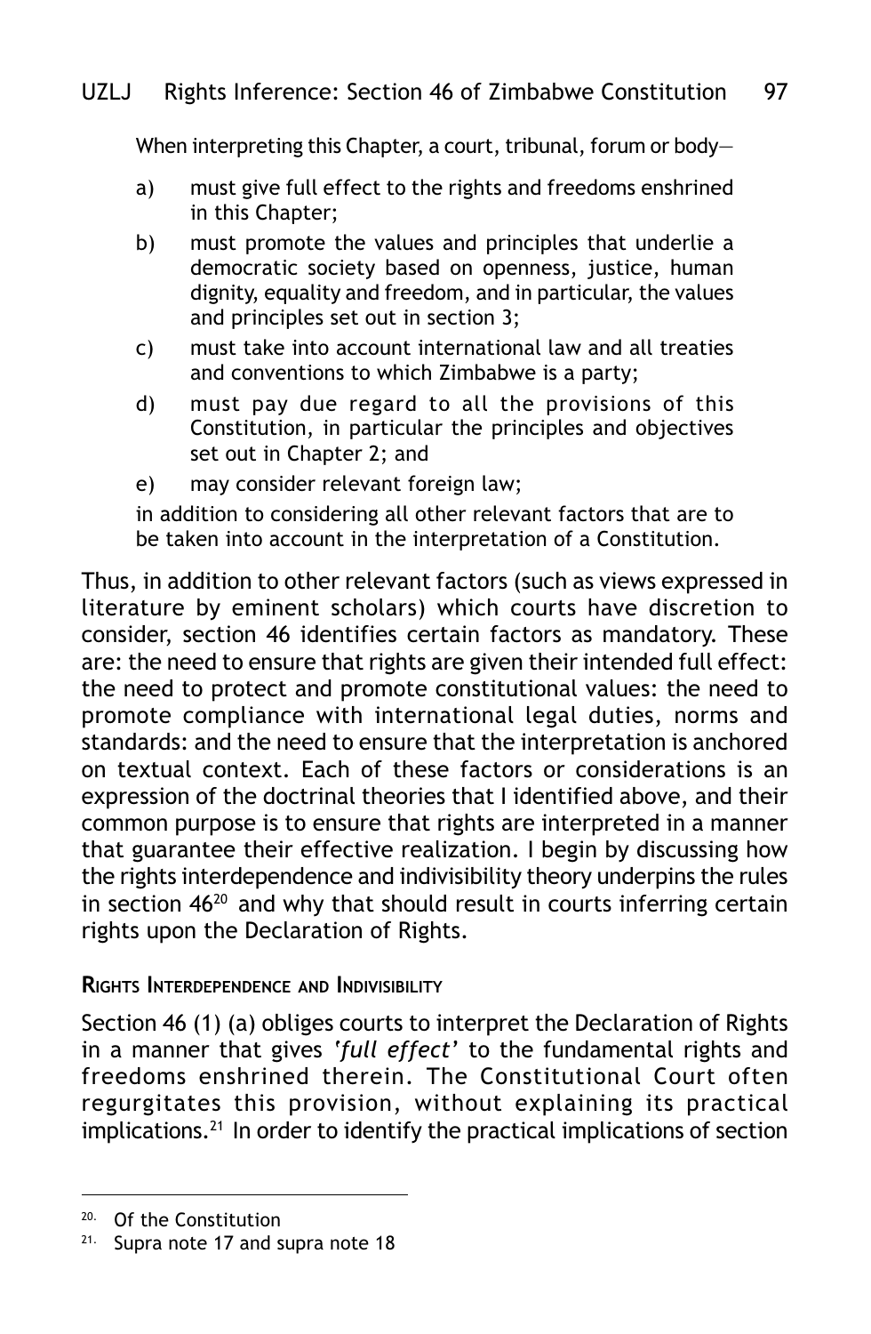When interpreting this Chapter, a court, tribunal, forum or body—

a) must give full effect to the rights and freedoms enshrined in this Chapter;
b) must promote the values and principles that underlie a democratic society based on openness, justice, human dignity, equality and freedom, and in particular, the values and principles set out in section 3;
c) must take into account international law and all treaties and conventions to which Zimbabwe is a party;
d) must pay due regard to all the provisions of this Constitution, in particular the principles and objectives set out in Chapter 2; and
e) may consider relevant foreign law;

in addition to considering all other relevant factors that are to be taken into account in the interpretation of a Constitution.

Thus, in addition to other relevant factors (such as views expressed in literature by eminent scholars) which courts have discretion to consider, section 46 identifies certain factors as mandatory. These are: the need to ensure that rights are given their intended full effect: the need to protect and promote constitutional values: the need to promote compliance with international legal duties, norms and standards: and the need to ensure that the interpretation is anchored on textual context. Each of these factors or considerations is an expression of the doctrinal theories that I identified above, and their common purpose is to ensure that rights are interpreted in a manner that guarantee their effective realization. I begin by discussing how the rights interdependence and indivisibility theory underpins the rules in section 46[20] and why that should result in courts inferring certain rights upon the Declaration of Rights.

### Rights Interdependence and Indivisibility

Section 46 (1) (a) obliges courts to interpret the Declaration of Rights in a manner that gives *'full effect'* to the fundamental rights and freedoms enshrined therein. The Constitutional Court often regurgitates this provision, without explaining its practical implications.[21] In order to identify the practical implications of section

---

20. Of the Constitution

21. Supra note 17 and supra note 18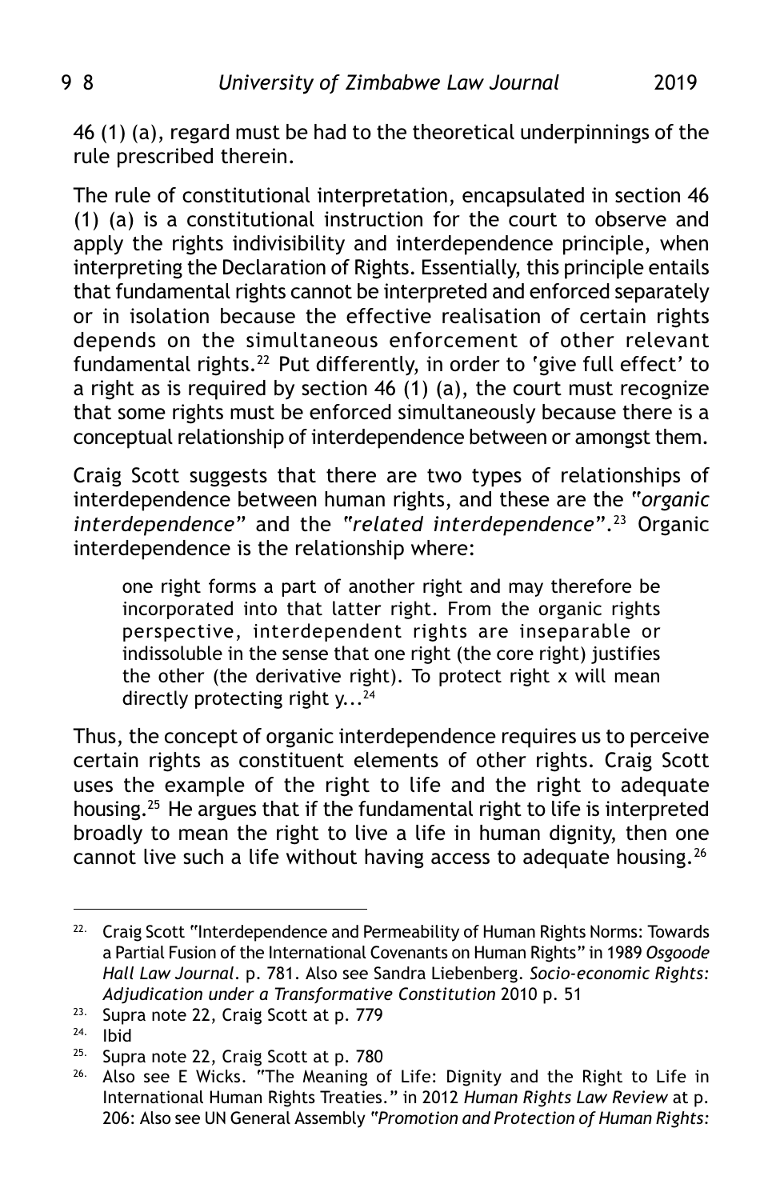46 (1) (a), regard must be had to the theoretical underpinnings of the rule prescribed therein.

The rule of constitutional interpretation, encapsulated in section 46 (1) (a) is a constitutional instruction for the court to observe and apply the rights indivisibility and interdependence principle, when interpreting the Declaration of Rights. Essentially, this principle entails that fundamental rights cannot be interpreted and enforced separately or in isolation because the effective realisation of certain rights depends on the simultaneous enforcement of other relevant fundamental rights.[22] Put differently, in order to 'give full effect' to a right as is required by section 46 (1) (a), the court must recognize that some rights must be enforced simultaneously because there is a conceptual relationship of interdependence between or amongst them.

Craig Scott suggests that there are two types of relationships of interdependence between human rights, and these are the "*organic interdependence*" and the "*related interdependence*".[23] Organic interdependence is the relationship where:

> one right forms a part of another right and may therefore be incorporated into that latter right. From the organic rights perspective, interdependent rights are inseparable or indissoluble in the sense that one right (the core right) justifies the other (the derivative right). To protect right x will mean directly protecting right y...[24]

Thus, the concept of organic interdependence requires us to perceive certain rights as constituent elements of other rights. Craig Scott uses the example of the right to life and the right to adequate housing.[25] He argues that if the fundamental right to life is interpreted broadly to mean the right to live a life in human dignity, then one cannot live such a life without having access to adequate housing.[26]

---

22. Craig Scott "Interdependence and Permeability of Human Rights Norms: Towards a Partial Fusion of the International Covenants on Human Rights" in 1989 *Osgoode Hall Law Journal*. p. 781. Also see Sandra Liebenberg. *Socio-economic Rights: Adjudication under a Transformative Constitution* 2010 p. 51

23. Supra note 22, Craig Scott at p. 779

24. Ibid

25. Supra note 22, Craig Scott at p. 780

26. Also see E Wicks. "The Meaning of Life: Dignity and the Right to Life in International Human Rights Treaties." in 2012 *Human Rights Law Review* at p. 206: Also see UN General Assembly *"Promotion and Protection of Human Rights:*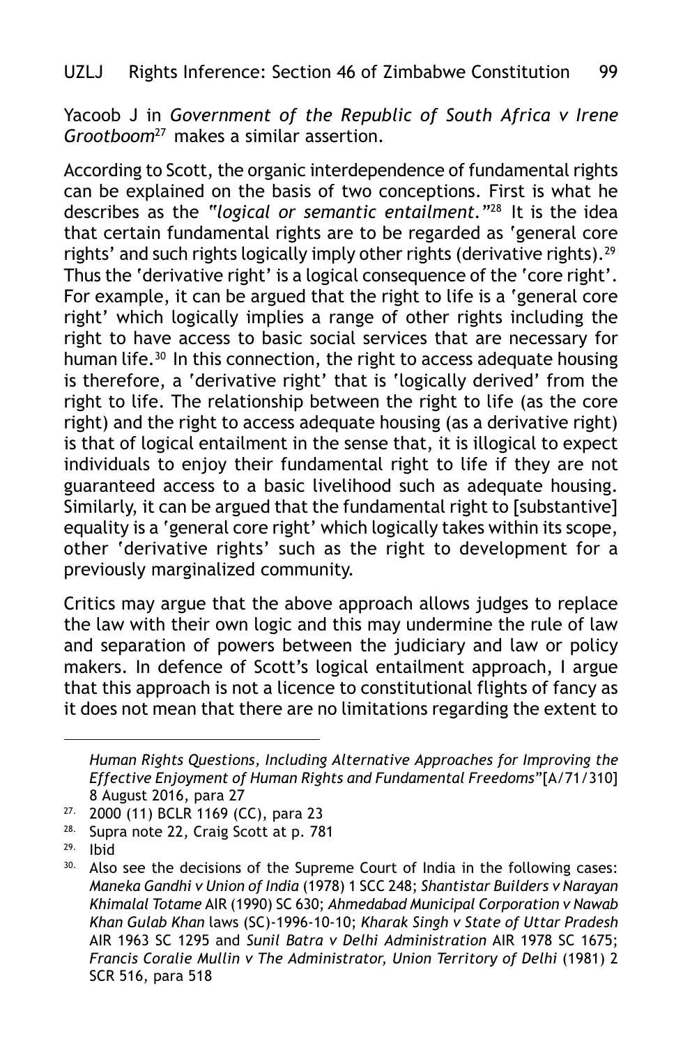Yacoob J in *Government of the Republic of South Africa v Irene Grootboom*[27] makes a similar assertion.

According to Scott, the organic interdependence of fundamental rights can be explained on the basis of two conceptions. First is what he describes as the *"logical or semantic entailment."*[28] It is the idea that certain fundamental rights are to be regarded as 'general core rights' and such rights logically imply other rights (derivative rights).[29] Thus the 'derivative right' is a logical consequence of the 'core right'. For example, it can be argued that the right to life is a 'general core right' which logically implies a range of other rights including the right to have access to basic social services that are necessary for human life.[30] In this connection, the right to access adequate housing is therefore, a 'derivative right' that is 'logically derived' from the right to life. The relationship between the right to life (as the core right) and the right to access adequate housing (as a derivative right) is that of logical entailment in the sense that, it is illogical to expect individuals to enjoy their fundamental right to life if they are not guaranteed access to a basic livelihood such as adequate housing. Similarly, it can be argued that the fundamental right to [substantive] equality is a 'general core right' which logically takes within its scope, other 'derivative rights' such as the right to development for a previously marginalized community.

Critics may argue that the above approach allows judges to replace the law with their own logic and this may undermine the rule of law and separation of powers between the judiciary and law or policy makers. In defence of Scott's logical entailment approach, I argue that this approach is not a licence to constitutional flights of fancy as it does not mean that there are no limitations regarding the extent to

---

*Human Rights Questions, Including Alternative Approaches for Improving the Effective Enjoyment of Human Rights and Fundamental Freedoms"*[A/71/310] 8 August 2016, para 27

27. 2000 (11) BCLR 1169 (CC), para 23
28. Supra note 22, Craig Scott at p. 781
29. Ibid
30. Also see the decisions of the Supreme Court of India in the following cases: *Maneka Gandhi v Union of India* (1978) 1 SCC 248; *Shantistar Builders v Narayan Khimalal Totame* AIR (1990) SC 630; *Ahmedabad Municipal Corporation v Nawab Khan Gulab Khan* laws (SC)-1996-10-10; *Kharak Singh v State of Uttar Pradesh* AIR 1963 SC 1295 and *Sunil Batra v Delhi Administration* AIR 1978 SC 1675; *Francis Coralie Mullin v The Administrator, Union Territory of Delhi* (1981) 2 SCR 516, para 518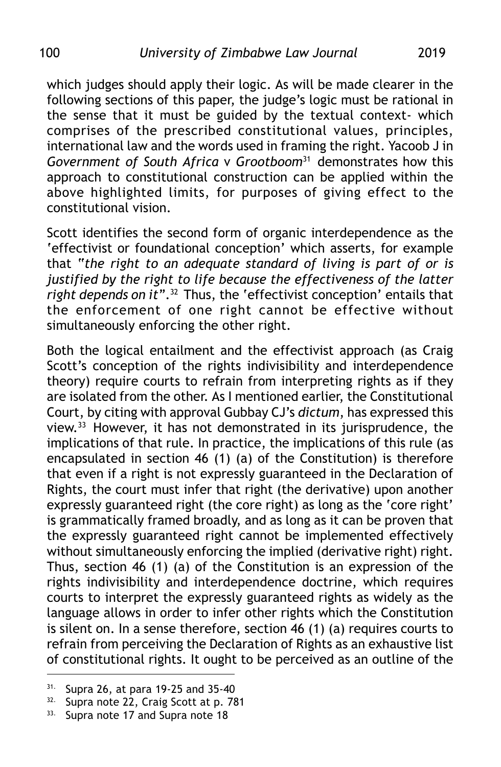which judges should apply their logic. As will be made clearer in the following sections of this paper, the judge's logic must be rational in the sense that it must be guided by the textual context- which comprises of the prescribed constitutional values, principles, international law and the words used in framing the right. Yacoob J in *Government of South Africa* v *Grootboom*[31] demonstrates how this approach to constitutional construction can be applied within the above highlighted limits, for purposes of giving effect to the constitutional vision.

Scott identifies the second form of organic interdependence as the 'effectivist or foundational conception' which asserts, for example that "*the right to an adequate standard of living is part of or is justified by the right to life because the effectiveness of the latter right depends on it*".[32] Thus, the 'effectivist conception' entails that the enforcement of one right cannot be effective without simultaneously enforcing the other right.

Both the logical entailment and the effectivist approach (as Craig Scott's conception of the rights indivisibility and interdependence theory) require courts to refrain from interpreting rights as if they are isolated from the other. As I mentioned earlier, the Constitutional Court, by citing with approval Gubbay CJ's *dictum*, has expressed this view.[33] However, it has not demonstrated in its jurisprudence, the implications of that rule. In practice, the implications of this rule (as encapsulated in section 46 (1) (a) of the Constitution) is therefore that even if a right is not expressly guaranteed in the Declaration of Rights, the court must infer that right (the derivative) upon another expressly guaranteed right (the core right) as long as the 'core right' is grammatically framed broadly, and as long as it can be proven that the expressly guaranteed right cannot be implemented effectively without simultaneously enforcing the implied (derivative right) right. Thus, section 46 (1) (a) of the Constitution is an expression of the rights indivisibility and interdependence doctrine, which requires courts to interpret the expressly guaranteed rights as widely as the language allows in order to infer other rights which the Constitution is silent on. In a sense therefore, section 46 (1) (a) requires courts to refrain from perceiving the Declaration of Rights as an exhaustive list of constitutional rights. It ought to be perceived as an outline of the

---

31. Supra 26, at para 19-25 and 35-40
32. Supra note 22, Craig Scott at p. 781
33. Supra note 17 and Supra note 18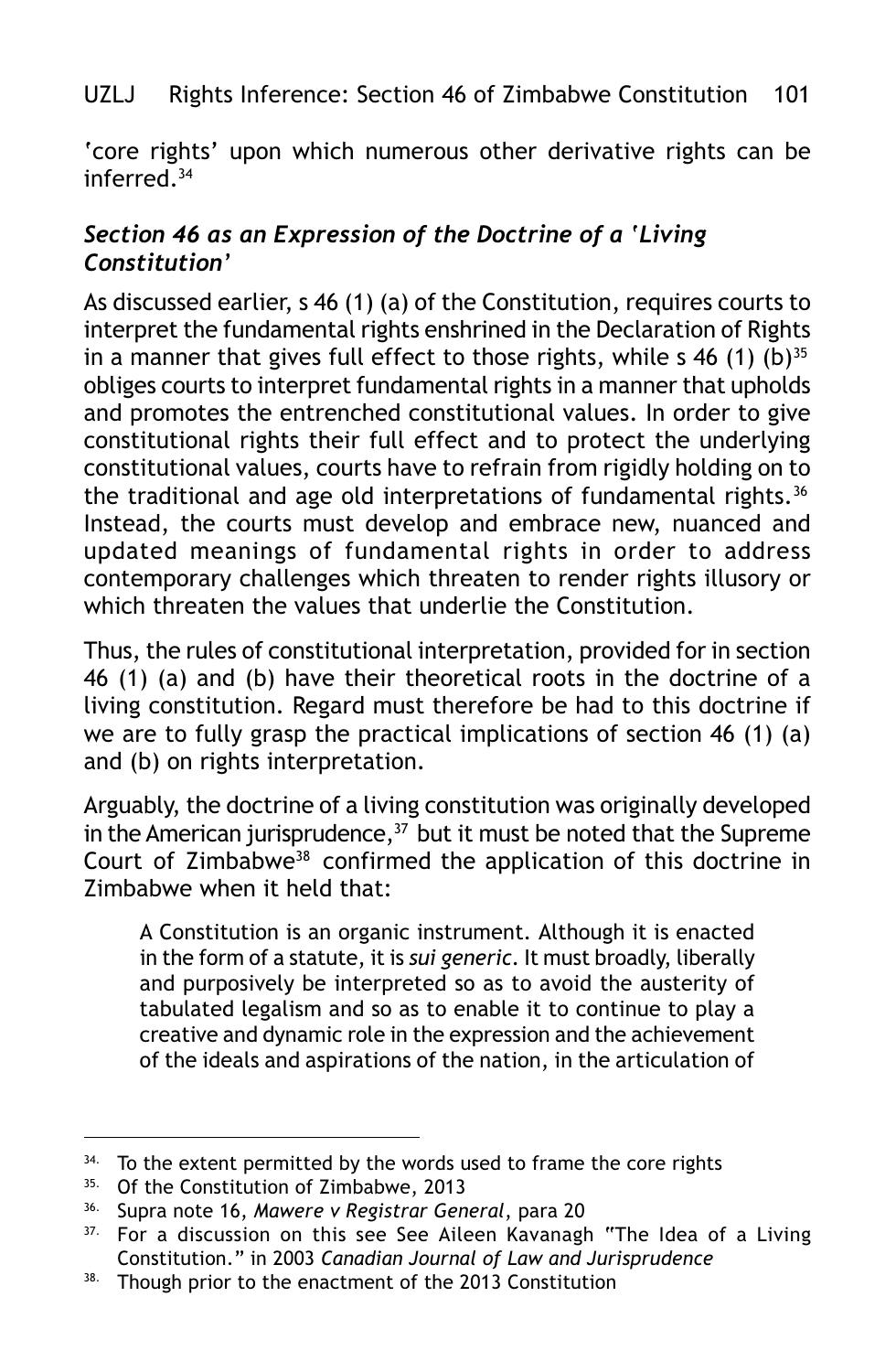'core rights' upon which numerous other derivative rights can be inferred.[34]

### *Section 46 as an Expression of the Doctrine of a 'Living Constitution'*

As discussed earlier, s 46 (1) (a) of the Constitution, requires courts to interpret the fundamental rights enshrined in the Declaration of Rights in a manner that gives full effect to those rights, while s 46 (1) (b)[35] obliges courts to interpret fundamental rights in a manner that upholds and promotes the entrenched constitutional values. In order to give constitutional rights their full effect and to protect the underlying constitutional values, courts have to refrain from rigidly holding on to the traditional and age old interpretations of fundamental rights.[36] Instead, the courts must develop and embrace new, nuanced and updated meanings of fundamental rights in order to address contemporary challenges which threaten to render rights illusory or which threaten the values that underlie the Constitution.

Thus, the rules of constitutional interpretation, provided for in section 46 (1) (a) and (b) have their theoretical roots in the doctrine of a living constitution. Regard must therefore be had to this doctrine if we are to fully grasp the practical implications of section 46 (1) (a) and (b) on rights interpretation.

Arguably, the doctrine of a living constitution was originally developed in the American jurisprudence,[37] but it must be noted that the Supreme Court of Zimbabwe[38] confirmed the application of this doctrine in Zimbabwe when it held that:

> A Constitution is an organic instrument. Although it is enacted in the form of a statute, it is *sui generic*. It must broadly, liberally and purposively be interpreted so as to avoid the austerity of tabulated legalism and so as to enable it to continue to play a creative and dynamic role in the expression and the achievement of the ideals and aspirations of the nation, in the articulation of

---

34. To the extent permitted by the words used to frame the core rights

35. Of the Constitution of Zimbabwe, 2013

36. Supra note 16, *Mawere v Registrar General*, para 20

37. For a discussion on this see See Aileen Kavanagh "The Idea of a Living Constitution." in 2003 *Canadian Journal of Law and Jurisprudence*

38. Though prior to the enactment of the 2013 Constitution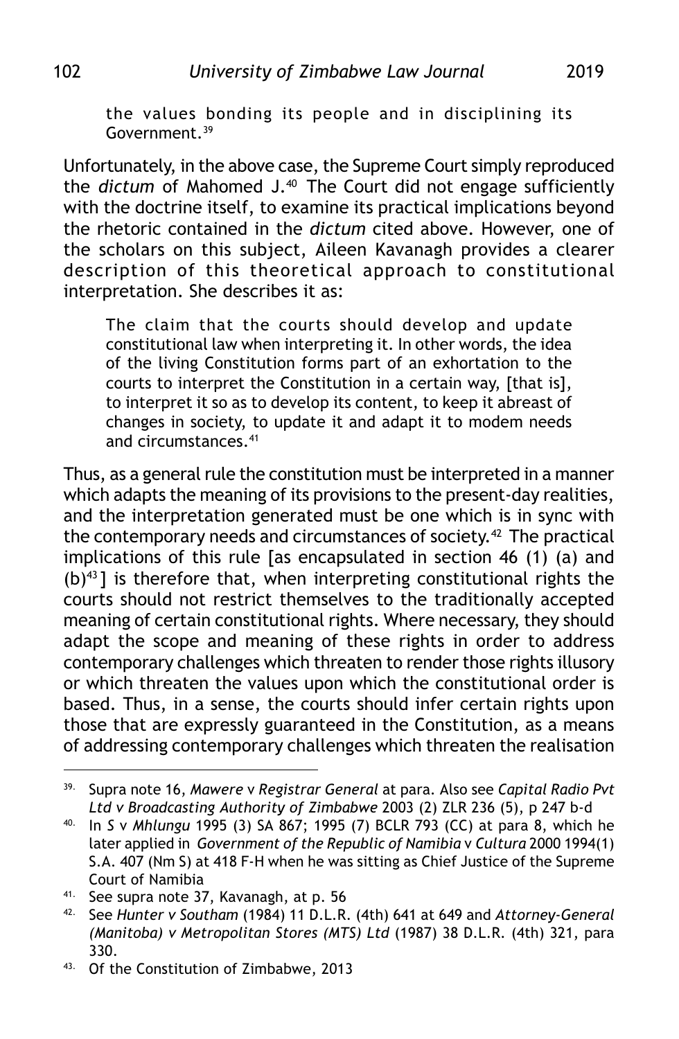> the values bonding its people and in disciplining its Government.[39]

Unfortunately, in the above case, the Supreme Court simply reproduced the *dictum* of Mahomed J.[40] The Court did not engage sufficiently with the doctrine itself, to examine its practical implications beyond the rhetoric contained in the *dictum* cited above. However, one of the scholars on this subject, Aileen Kavanagh provides a clearer description of this theoretical approach to constitutional interpretation. She describes it as:

> The claim that the courts should develop and update constitutional law when interpreting it. In other words, the idea of the living Constitution forms part of an exhortation to the courts to interpret the Constitution in a certain way, [that is], to interpret it so as to develop its content, to keep it abreast of changes in society, to update it and adapt it to modem needs and circumstances.[41]

Thus, as a general rule the constitution must be interpreted in a manner which adapts the meaning of its provisions to the present-day realities, and the interpretation generated must be one which is in sync with the contemporary needs and circumstances of society.[42] The practical implications of this rule [as encapsulated in section 46 (1) (a) and (b)[43]] is therefore that, when interpreting constitutional rights the courts should not restrict themselves to the traditionally accepted meaning of certain constitutional rights. Where necessary, they should adapt the scope and meaning of these rights in order to address contemporary challenges which threaten to render those rights illusory or which threaten the values upon which the constitutional order is based. Thus, in a sense, the courts should infer certain rights upon those that are expressly guaranteed in the Constitution, as a means of addressing contemporary challenges which threaten the realisation

---

39. Supra note 16, *Mawere* v *Registrar General* at para. Also see *Capital Radio Pvt Ltd v Broadcasting Authority of Zimbabwe* 2003 (2) ZLR 236 (5), p 247 b-d

40. In *S* v *Mhlungu* 1995 (3) SA 867; 1995 (7) BCLR 793 (CC) at para 8, which he later applied in *Government of the Republic of Namibia* v *Cultura* 2000 1994(1) S.A. 407 (Nm S) at 418 F-H when he was sitting as Chief Justice of the Supreme Court of Namibia

41. See supra note 37, Kavanagh, at p. 56

42. See *Hunter v Southam* (1984) 11 D.L.R. (4th) 641 at 649 and *Attorney-General (Manitoba) v Metropolitan Stores (MTS) Ltd* (1987) 38 D.L.R. (4th) 321, para 330.

43. Of the Constitution of Zimbabwe, 2013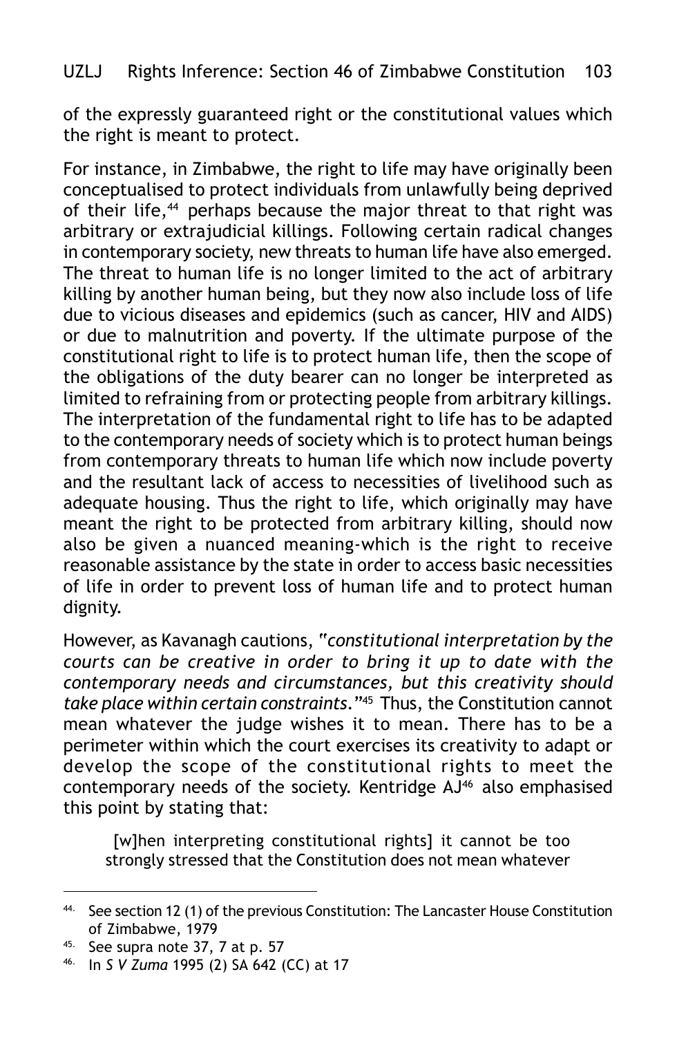of the expressly guaranteed right or the constitutional values which the right is meant to protect.

For instance, in Zimbabwe, the right to life may have originally been conceptualised to protect individuals from unlawfully being deprived of their life,[44] perhaps because the major threat to that right was arbitrary or extrajudicial killings. Following certain radical changes in contemporary society, new threats to human life have also emerged. The threat to human life is no longer limited to the act of arbitrary killing by another human being, but they now also include loss of life due to vicious diseases and epidemics (such as cancer, HIV and AIDS) or due to malnutrition and poverty. If the ultimate purpose of the constitutional right to life is to protect human life, then the scope of the obligations of the duty bearer can no longer be interpreted as limited to refraining from or protecting people from arbitrary killings. The interpretation of the fundamental right to life has to be adapted to the contemporary needs of society which is to protect human beings from contemporary threats to human life which now include poverty and the resultant lack of access to necessities of livelihood such as adequate housing. Thus the right to life, which originally may have meant the right to be protected from arbitrary killing, should now also be given a nuanced meaning-which is the right to receive reasonable assistance by the state in order to access basic necessities of life in order to prevent loss of human life and to protect human dignity.

However, as Kavanagh cautions, "*constitutional interpretation by the courts can be creative in order to bring it up to date with the contemporary needs and circumstances, but this creativity should take place within certain constraints.*"[45] Thus, the Constitution cannot mean whatever the judge wishes it to mean. There has to be a perimeter within which the court exercises its creativity to adapt or develop the scope of the constitutional rights to meet the contemporary needs of the society. Kentridge AJ[46] also emphasised this point by stating that:

> [w]hen interpreting constitutional rights] it cannot be too strongly stressed that the Constitution does not mean whatever

---

44. See section 12 (1) of the previous Constitution: The Lancaster House Constitution of Zimbabwe, 1979

45. See supra note 37, 7 at p. 57

46. In *S V Zuma* 1995 (2) SA 642 (CC) at 17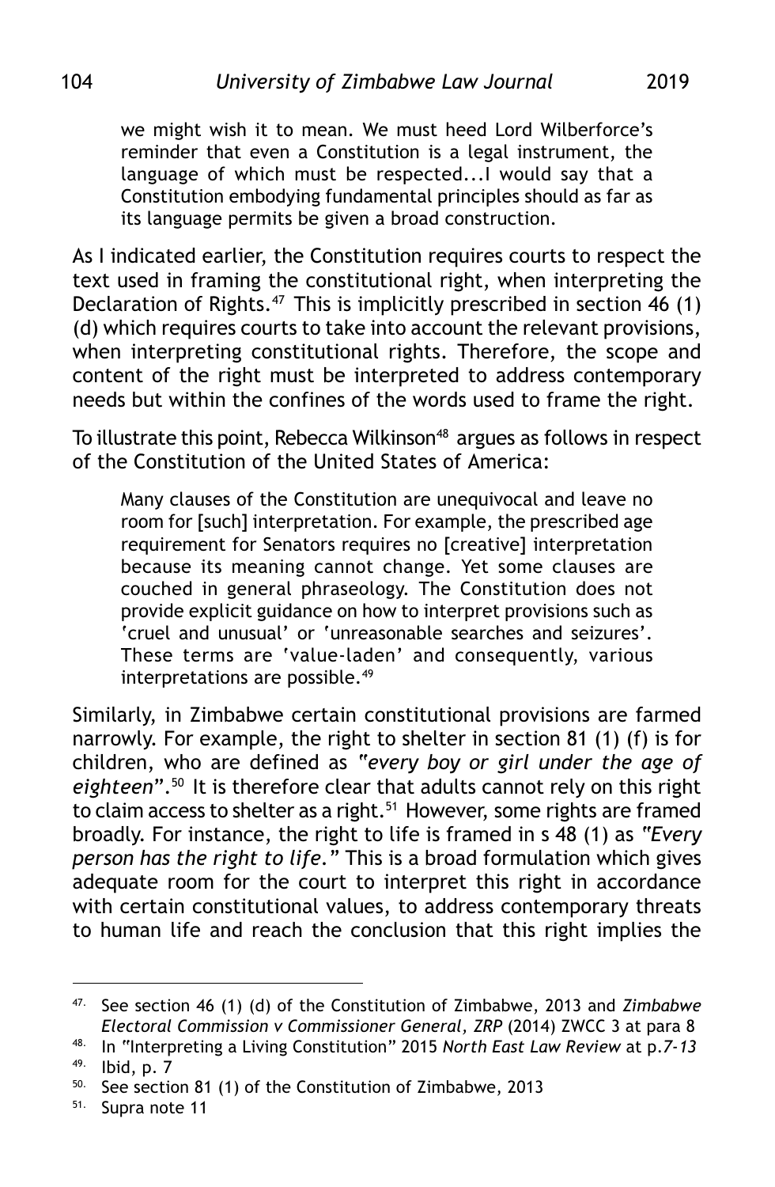> we might wish it to mean. We must heed Lord Wilberforce's reminder that even a Constitution is a legal instrument, the language of which must be respected...I would say that a Constitution embodying fundamental principles should as far as its language permits be given a broad construction.

As I indicated earlier, the Constitution requires courts to respect the text used in framing the constitutional right, when interpreting the Declaration of Rights.[47] This is implicitly prescribed in section 46 (1) (d) which requires courts to take into account the relevant provisions, when interpreting constitutional rights. Therefore, the scope and content of the right must be interpreted to address contemporary needs but within the confines of the words used to frame the right.

To illustrate this point, Rebecca Wilkinson[48] argues as follows in respect of the Constitution of the United States of America:

> Many clauses of the Constitution are unequivocal and leave no room for [such] interpretation. For example, the prescribed age requirement for Senators requires no [creative] interpretation because its meaning cannot change. Yet some clauses are couched in general phraseology. The Constitution does not provide explicit guidance on how to interpret provisions such as 'cruel and unusual' or 'unreasonable searches and seizures'. These terms are 'value-laden' and consequently, various interpretations are possible.[49]

Similarly, in Zimbabwe certain constitutional provisions are farmed narrowly. For example, the right to shelter in section 81 (1) (f) is for children, who are defined as *"every boy or girl under the age of eighteen"*.[50] It is therefore clear that adults cannot rely on this right to claim access to shelter as a right.[51] However, some rights are framed broadly. For instance, the right to life is framed in s 48 (1) as *"Every person has the right to life."* This is a broad formulation which gives adequate room for the court to interpret this right in accordance with certain constitutional values, to address contemporary threats to human life and reach the conclusion that this right implies the

---

47. See section 46 (1) (d) of the Constitution of Zimbabwe, 2013 and *Zimbabwe Electoral Commission v Commissioner General, ZRP* (2014) ZWCC 3 at para 8
48. In "Interpreting a Living Constitution" 2015 *North East Law Review* at p.*7-13*
49. Ibid, p. 7
50. See section 81 (1) of the Constitution of Zimbabwe, 2013
51. Supra note 11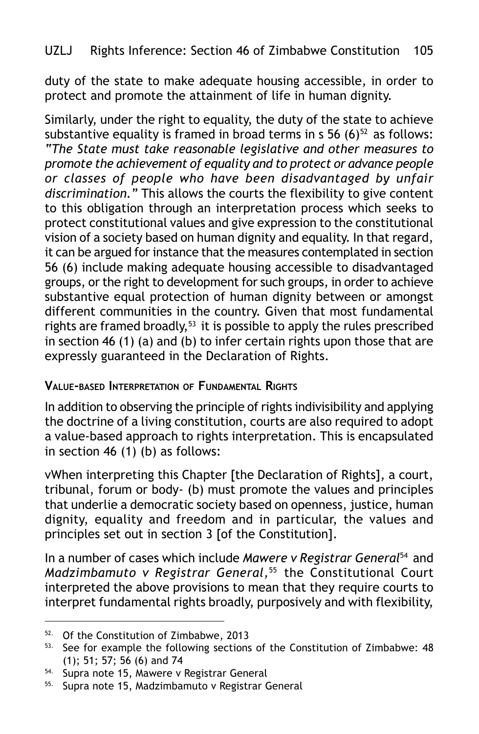duty of the state to make adequate housing accessible, in order to protect and promote the attainment of life in human dignity.

Similarly, under the right to equality, the duty of the state to achieve substantive equality is framed in broad terms in s 56 (6)[52] as follows: *"The State must take reasonable legislative and other measures to promote the achievement of equality and to protect or advance people or classes of people who have been disadvantaged by unfair discrimination."* This allows the courts the flexibility to give content to this obligation through an interpretation process which seeks to protect constitutional values and give expression to the constitutional vision of a society based on human dignity and equality. In that regard, it can be argued for instance that the measures contemplated in section 56 (6) include making adequate housing accessible to disadvantaged groups, or the right to development for such groups, in order to achieve substantive equal protection of human dignity between or amongst different communities in the country. Given that most fundamental rights are framed broadly,[53] it is possible to apply the rules prescribed in section 46 (1) (a) and (b) to infer certain rights upon those that are expressly guaranteed in the Declaration of Rights.

### Value-based Interpretation of Fundamental Rights

In addition to observing the principle of rights indivisibility and applying the doctrine of a living constitution, courts are also required to adopt a value-based approach to rights interpretation. This is encapsulated in section 46 (1) (b) as follows:

vWhen interpreting this Chapter [the Declaration of Rights], a court, tribunal, forum or body- (b) must promote the values and principles that underlie a democratic society based on openness, justice, human dignity, equality and freedom and in particular, the values and principles set out in section 3 [of the Constitution].

In a number of cases which include *Mawere v Registrar General*[54] and *Madzimbamuto v Registrar General,*[55] the Constitutional Court interpreted the above provisions to mean that they require courts to interpret fundamental rights broadly, purposively and with flexibility,

---

52. Of the Constitution of Zimbabwe, 2013

53. See for example the following sections of the Constitution of Zimbabwe: 48 (1); 51; 57; 56 (6) and 74

54. Supra note 15, Mawere v Registrar General

55. Supra note 15, Madzimbamuto v Registrar General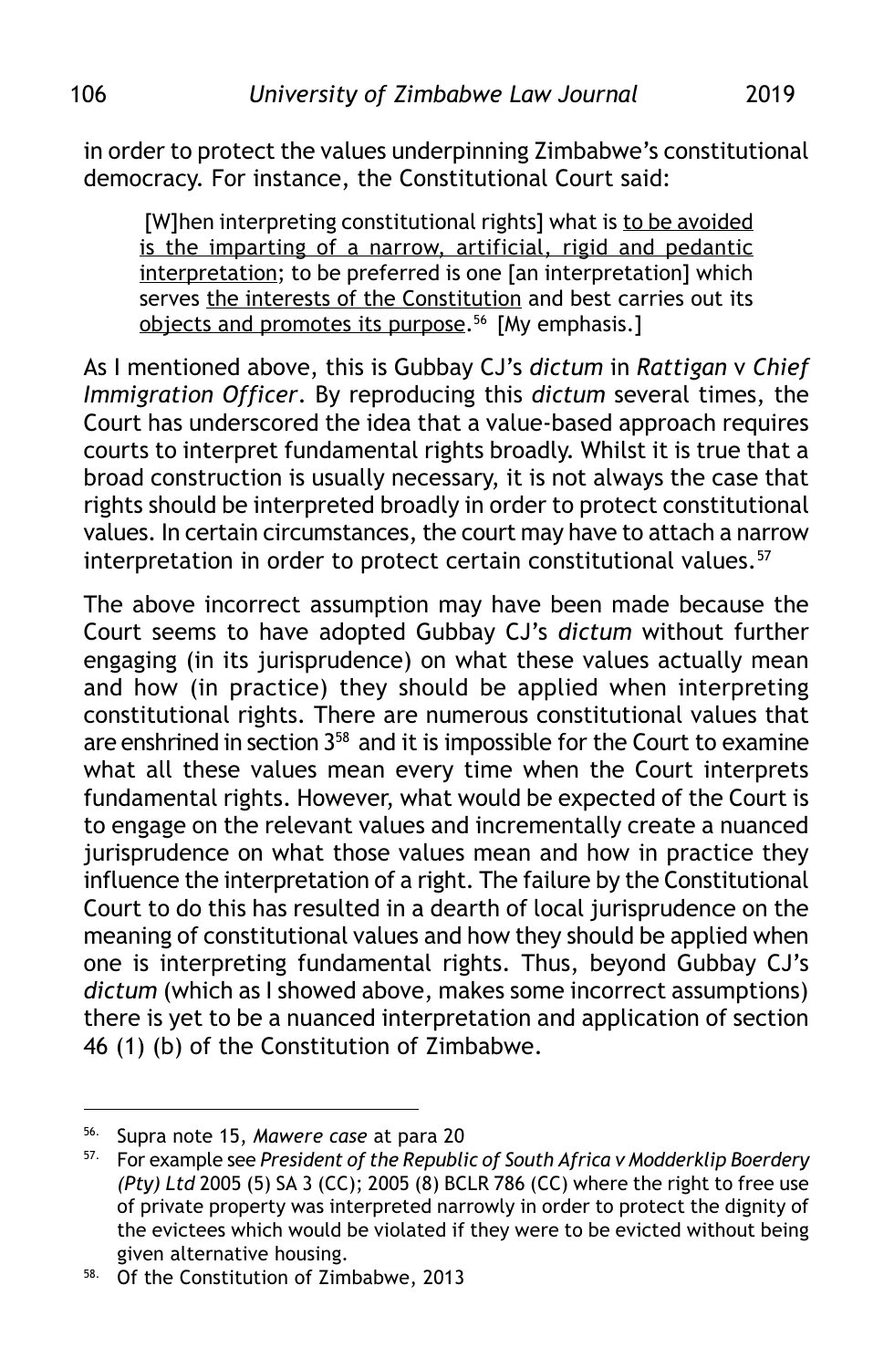in order to protect the values underpinning Zimbabwe's constitutional democracy. For instance, the Constitutional Court said:

> [W]hen interpreting constitutional rights] what is <u>to be avoided is the imparting of a narrow, artificial, rigid and pedantic interpretation</u>; to be preferred is one [an interpretation] which serves <u>the interests of the Constitution</u> and best carries out its <u>objects and promotes its purpose</u>.[56] [My emphasis.]

As I mentioned above, this is Gubbay CJ's *dictum* in *Rattigan* v *Chief Immigration Officer*. By reproducing this *dictum* several times, the Court has underscored the idea that a value-based approach requires courts to interpret fundamental rights broadly. Whilst it is true that a broad construction is usually necessary, it is not always the case that rights should be interpreted broadly in order to protect constitutional values. In certain circumstances, the court may have to attach a narrow interpretation in order to protect certain constitutional values.[57]

The above incorrect assumption may have been made because the Court seems to have adopted Gubbay CJ's *dictum* without further engaging (in its jurisprudence) on what these values actually mean and how (in practice) they should be applied when interpreting constitutional rights. There are numerous constitutional values that are enshrined in section 3[58] and it is impossible for the Court to examine what all these values mean every time when the Court interprets fundamental rights. However, what would be expected of the Court is to engage on the relevant values and incrementally create a nuanced jurisprudence on what those values mean and how in practice they influence the interpretation of a right. The failure by the Constitutional Court to do this has resulted in a dearth of local jurisprudence on the meaning of constitutional values and how they should be applied when one is interpreting fundamental rights. Thus, beyond Gubbay CJ's *dictum* (which as I showed above, makes some incorrect assumptions) there is yet to be a nuanced interpretation and application of section 46 (1) (b) of the Constitution of Zimbabwe.

---

56. Supra note 15, *Mawere case* at para 20

57. For example see *President of the Republic of South Africa v Modderklip Boerdery (Pty) Ltd* 2005 (5) SA 3 (CC); 2005 (8) BCLR 786 (CC) where the right to free use of private property was interpreted narrowly in order to protect the dignity of the evictees which would be violated if they were to be evicted without being given alternative housing.

58. Of the Constitution of Zimbabwe, 2013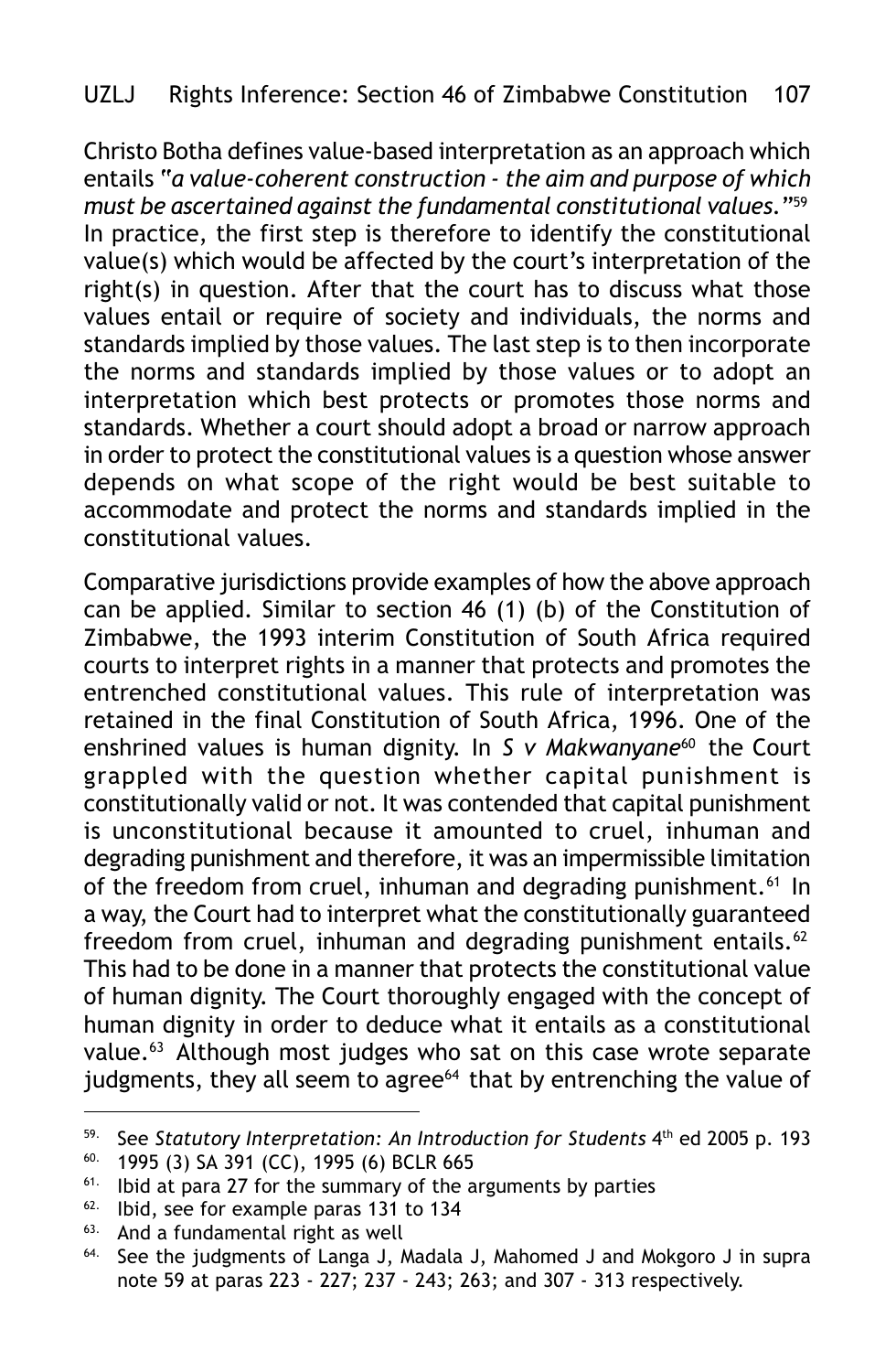Christo Botha defines value-based interpretation as an approach which entails *"a value-coherent construction - the aim and purpose of which must be ascertained against the fundamental constitutional values."*[59] In practice, the first step is therefore to identify the constitutional value(s) which would be affected by the court's interpretation of the right(s) in question. After that the court has to discuss what those values entail or require of society and individuals, the norms and standards implied by those values. The last step is to then incorporate the norms and standards implied by those values or to adopt an interpretation which best protects or promotes those norms and standards. Whether a court should adopt a broad or narrow approach in order to protect the constitutional values is a question whose answer depends on what scope of the right would be best suitable to accommodate and protect the norms and standards implied in the constitutional values.

Comparative jurisdictions provide examples of how the above approach can be applied. Similar to section 46 (1) (b) of the Constitution of Zimbabwe, the 1993 interim Constitution of South Africa required courts to interpret rights in a manner that protects and promotes the entrenched constitutional values. This rule of interpretation was retained in the final Constitution of South Africa, 1996. One of the enshrined values is human dignity. In *S v Makwanyane*[60] the Court grappled with the question whether capital punishment is constitutionally valid or not. It was contended that capital punishment is unconstitutional because it amounted to cruel, inhuman and degrading punishment and therefore, it was an impermissible limitation of the freedom from cruel, inhuman and degrading punishment.[61] In a way, the Court had to interpret what the constitutionally guaranteed freedom from cruel, inhuman and degrading punishment entails.[62] This had to be done in a manner that protects the constitutional value of human dignity. The Court thoroughly engaged with the concept of human dignity in order to deduce what it entails as a constitutional value.[63] Although most judges who sat on this case wrote separate judgments, they all seem to agree[64] that by entrenching the value of

---

59. See *Statutory Interpretation: An Introduction for Students* 4th ed 2005 p. 193
60. 1995 (3) SA 391 (CC), 1995 (6) BCLR 665
61. Ibid at para 27 for the summary of the arguments by parties
62. Ibid, see for example paras 131 to 134
63. And a fundamental right as well
64. See the judgments of Langa J, Madala J, Mahomed J and Mokgoro J in supra note 59 at paras 223 - 227; 237 - 243; 263; and 307 - 313 respectively.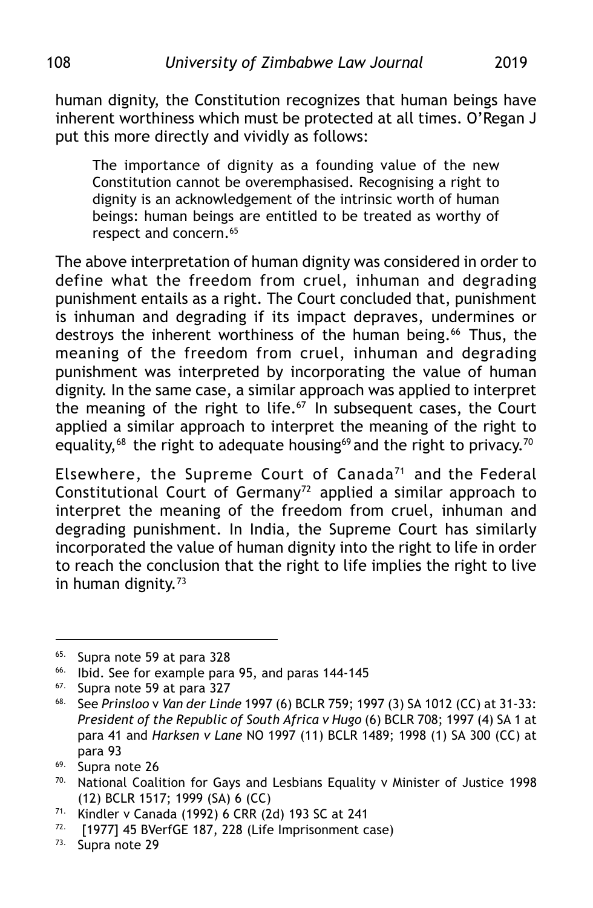human dignity, the Constitution recognizes that human beings have inherent worthiness which must be protected at all times. O'Regan J put this more directly and vividly as follows:

> The importance of dignity as a founding value of the new Constitution cannot be overemphasised. Recognising a right to dignity is an acknowledgement of the intrinsic worth of human beings: human beings are entitled to be treated as worthy of respect and concern.[65]

The above interpretation of human dignity was considered in order to define what the freedom from cruel, inhuman and degrading punishment entails as a right. The Court concluded that, punishment is inhuman and degrading if its impact depraves, undermines or destroys the inherent worthiness of the human being.[66] Thus, the meaning of the freedom from cruel, inhuman and degrading punishment was interpreted by incorporating the value of human dignity. In the same case, a similar approach was applied to interpret the meaning of the right to life.[67] In subsequent cases, the Court applied a similar approach to interpret the meaning of the right to equality,[68] the right to adequate housing[69] and the right to privacy.[70]

Elsewhere, the Supreme Court of Canada[71] and the Federal Constitutional Court of Germany[72] applied a similar approach to interpret the meaning of the freedom from cruel, inhuman and degrading punishment. In India, the Supreme Court has similarly incorporated the value of human dignity into the right to life in order to reach the conclusion that the right to life implies the right to live in human dignity.[73]

---

65. Supra note 59 at para 328
66. Ibid. See for example para 95, and paras 144-145
67. Supra note 59 at para 327
68. See *Prinsloo* v *Van der Linde* 1997 (6) BCLR 759; 1997 (3) SA 1012 (CC) at 31-33: *President of the Republic of South Africa v Hugo* (6) BCLR 708; 1997 (4) SA 1 at para 41 and *Harksen v Lane* NO 1997 (11) BCLR 1489; 1998 (1) SA 300 (CC) at para 93
69. Supra note 26
70. National Coalition for Gays and Lesbians Equality v Minister of Justice 1998 (12) BCLR 1517; 1999 (SA) 6 (CC)
71. Kindler v Canada (1992) 6 CRR (2d) 193 SC at 241
72. [1977] 45 BVerfGE 187, 228 (Life Imprisonment case)
73. Supra note 29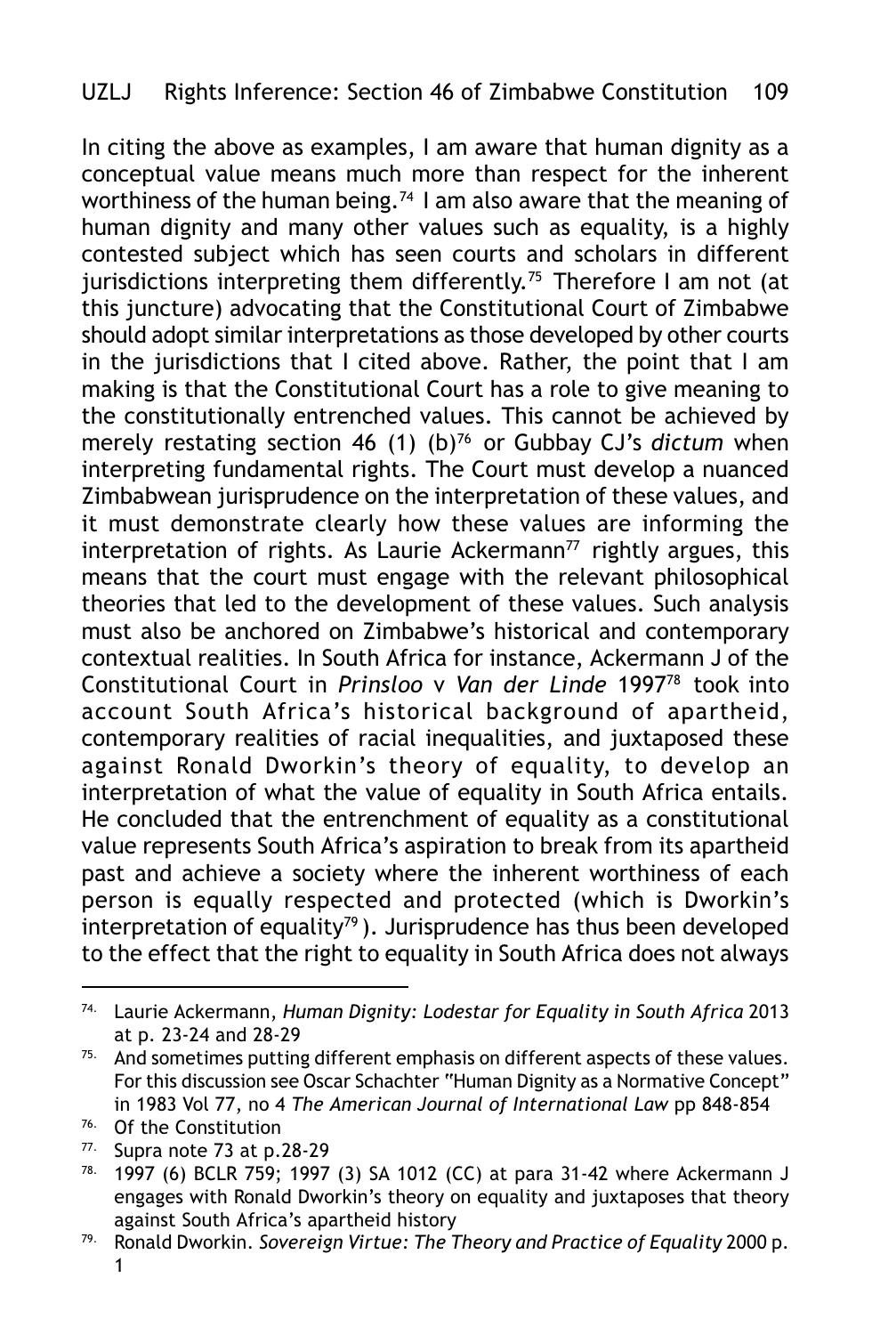In citing the above as examples, I am aware that human dignity as a conceptual value means much more than respect for the inherent worthiness of the human being.[74] I am also aware that the meaning of human dignity and many other values such as equality, is a highly contested subject which has seen courts and scholars in different jurisdictions interpreting them differently.[75] Therefore I am not (at this juncture) advocating that the Constitutional Court of Zimbabwe should adopt similar interpretations as those developed by other courts in the jurisdictions that I cited above. Rather, the point that I am making is that the Constitutional Court has a role to give meaning to the constitutionally entrenched values. This cannot be achieved by merely restating section 46 (1) (b)[76] or Gubbay CJ's *dictum* when interpreting fundamental rights. The Court must develop a nuanced Zimbabwean jurisprudence on the interpretation of these values, and it must demonstrate clearly how these values are informing the interpretation of rights. As Laurie Ackermann[77] rightly argues, this means that the court must engage with the relevant philosophical theories that led to the development of these values. Such analysis must also be anchored on Zimbabwe's historical and contemporary contextual realities. In South Africa for instance, Ackermann J of the Constitutional Court in *Prinsloo* v *Van der Linde* 1997[78] took into account South Africa's historical background of apartheid, contemporary realities of racial inequalities, and juxtaposed these against Ronald Dworkin's theory of equality, to develop an interpretation of what the value of equality in South Africa entails. He concluded that the entrenchment of equality as a constitutional value represents South Africa's aspiration to break from its apartheid past and achieve a society where the inherent worthiness of each person is equally respected and protected (which is Dworkin's interpretation of equality[79]). Jurisprudence has thus been developed to the effect that the right to equality in South Africa does not always

---

[74] Laurie Ackermann, *Human Dignity: Lodestar for Equality in South Africa* 2013 at p. 23-24 and 28-29

[75] And sometimes putting different emphasis on different aspects of these values. For this discussion see Oscar Schachter "Human Dignity as a Normative Concept" in 1983 Vol 77, no 4 *The American Journal of International Law* pp 848-854

[76] Of the Constitution

[77] Supra note 73 at p.28-29

[78] 1997 (6) BCLR 759; 1997 (3) SA 1012 (CC) at para 31-42 where Ackermann J engages with Ronald Dworkin's theory on equality and juxtaposes that theory against South Africa's apartheid history

[79] Ronald Dworkin. *Sovereign Virtue: The Theory and Practice of Equality* 2000 p. 1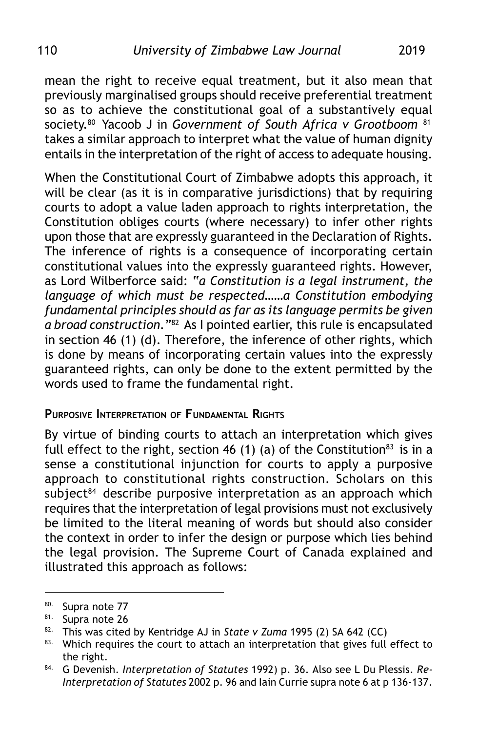mean the right to receive equal treatment, but it also mean that previously marginalised groups should receive preferential treatment so as to achieve the constitutional goal of a substantively equal society.[80] Yacoob J in *Government of South Africa v Grootboom* [81] takes a similar approach to interpret what the value of human dignity entails in the interpretation of the right of access to adequate housing.

When the Constitutional Court of Zimbabwe adopts this approach, it will be clear (as it is in comparative jurisdictions) that by requiring courts to adopt a value laden approach to rights interpretation, the Constitution obliges courts (where necessary) to infer other rights upon those that are expressly guaranteed in the Declaration of Rights. The inference of rights is a consequence of incorporating certain constitutional values into the expressly guaranteed rights. However, as Lord Wilberforce said: *"a Constitution is a legal instrument, the language of which must be respected……a Constitution embodying fundamental principles should as far as its language permits be given a broad construction."*[82] As I pointed earlier, this rule is encapsulated in section 46 (1) (d). Therefore, the inference of other rights, which is done by means of incorporating certain values into the expressly guaranteed rights, can only be done to the extent permitted by the words used to frame the fundamental right.

**Purposive Interpretation of Fundamental Rights**

By virtue of binding courts to attach an interpretation which gives full effect to the right, section 46 (1) (a) of the Constitution[83] is in a sense a constitutional injunction for courts to apply a purposive approach to constitutional rights construction. Scholars on this subject[84] describe purposive interpretation as an approach which requires that the interpretation of legal provisions must not exclusively be limited to the literal meaning of words but should also consider the context in order to infer the design or purpose which lies behind the legal provision. The Supreme Court of Canada explained and illustrated this approach as follows:

---

80. Supra note 77
81. Supra note 26
82. This was cited by Kentridge AJ in *State v Zuma* 1995 (2) SA 642 (CC)
83. Which requires the court to attach an interpretation that gives full effect to the right.
84. G Devenish. *Interpretation of Statutes* 1992) p. 36. Also see L Du Plessis. *Re-Interpretation of Statutes* 2002 p. 96 and Iain Currie supra note 6 at p 136-137.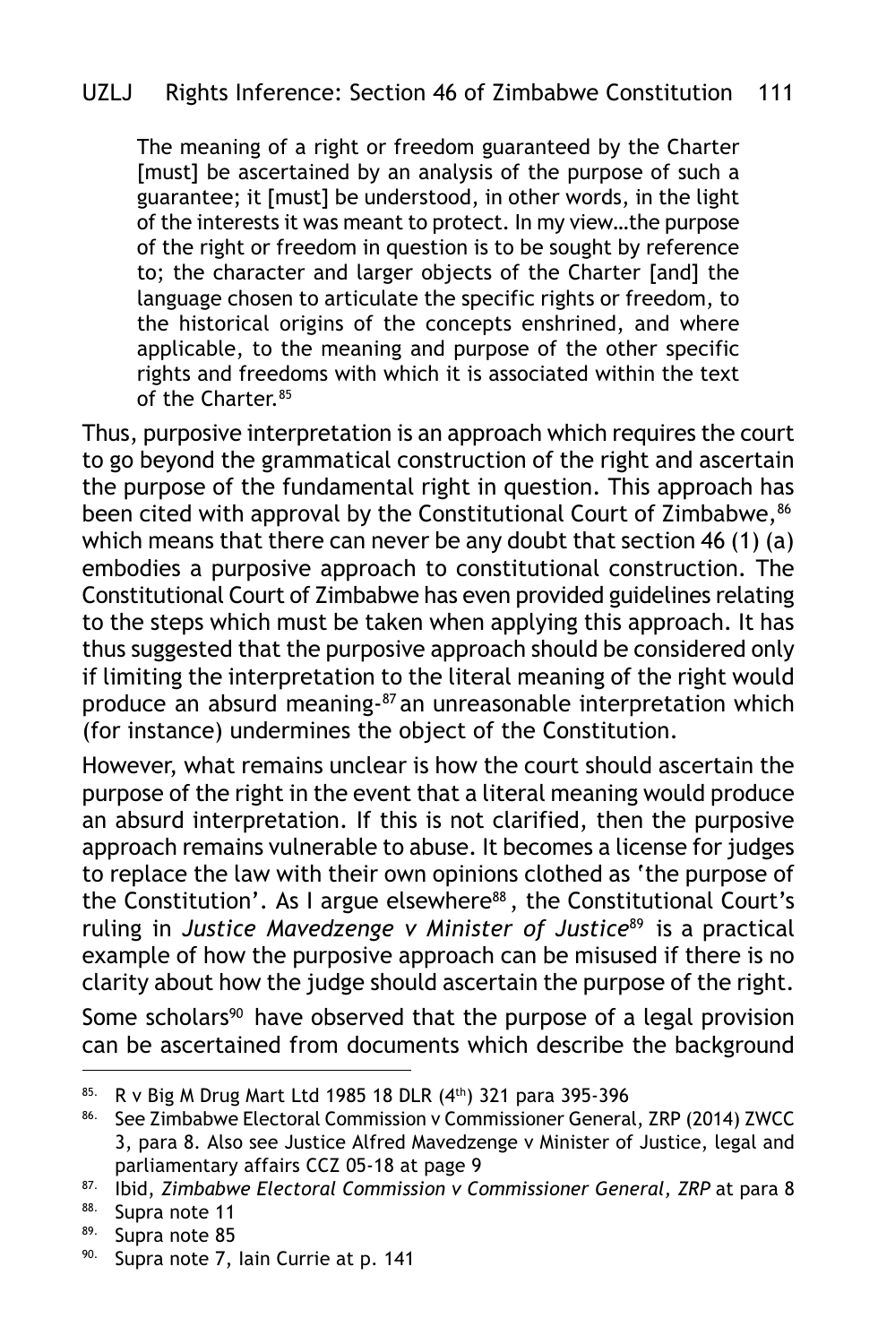> The meaning of a right or freedom guaranteed by the Charter [must] be ascertained by an analysis of the purpose of such a guarantee; it [must] be understood, in other words, in the light of the interests it was meant to protect. In my view…the purpose of the right or freedom in question is to be sought by reference to; the character and larger objects of the Charter [and] the language chosen to articulate the specific rights or freedom, to the historical origins of the concepts enshrined, and where applicable, to the meaning and purpose of the other specific rights and freedoms with which it is associated within the text of the Charter.[85]

Thus, purposive interpretation is an approach which requires the court to go beyond the grammatical construction of the right and ascertain the purpose of the fundamental right in question. This approach has been cited with approval by the Constitutional Court of Zimbabwe,[86] which means that there can never be any doubt that section 46 (1) (a) embodies a purposive approach to constitutional construction. The Constitutional Court of Zimbabwe has even provided guidelines relating to the steps which must be taken when applying this approach. It has thus suggested that the purposive approach should be considered only if limiting the interpretation to the literal meaning of the right would produce an absurd meaning-[87] an unreasonable interpretation which (for instance) undermines the object of the Constitution.

However, what remains unclear is how the court should ascertain the purpose of the right in the event that a literal meaning would produce an absurd interpretation. If this is not clarified, then the purposive approach remains vulnerable to abuse. It becomes a license for judges to replace the law with their own opinions clothed as 'the purpose of the Constitution'. As I argue elsewhere[88], the Constitutional Court's ruling in *Justice Mavedzenge v Minister of Justice*[89] is a practical example of how the purposive approach can be misused if there is no clarity about how the judge should ascertain the purpose of the right.

Some scholars[90] have observed that the purpose of a legal provision can be ascertained from documents which describe the background

---

85. R v Big M Drug Mart Ltd 1985 18 DLR (4th) 321 para 395-396

86. See Zimbabwe Electoral Commission v Commissioner General, ZRP (2014) ZWCC 3, para 8. Also see Justice Alfred Mavedzenge v Minister of Justice, legal and parliamentary affairs CCZ 05-18 at page 9

87. Ibid, *Zimbabwe Electoral Commission v Commissioner General, ZRP* at para 8

88. Supra note 11

89. Supra note 85

90. Supra note 7, Iain Currie at p. 141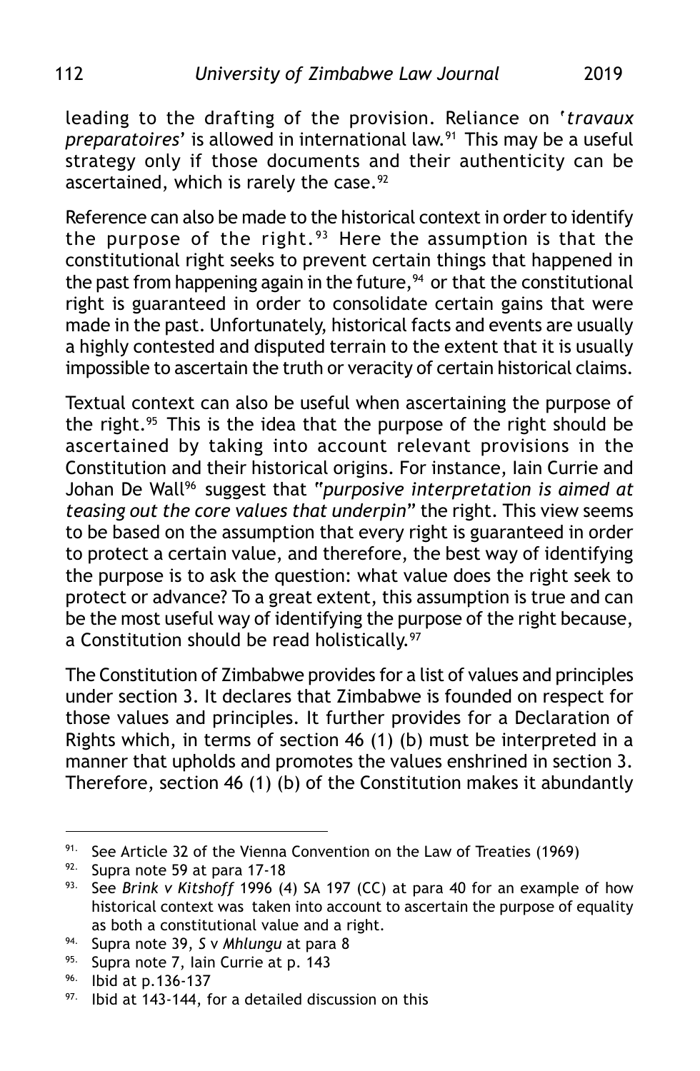leading to the drafting of the provision. Reliance on '*travaux preparatoires*' is allowed in international law.[91] This may be a useful strategy only if those documents and their authenticity can be ascertained, which is rarely the case.[92]

Reference can also be made to the historical context in order to identify the purpose of the right.[93] Here the assumption is that the constitutional right seeks to prevent certain things that happened in the past from happening again in the future,[94] or that the constitutional right is guaranteed in order to consolidate certain gains that were made in the past. Unfortunately, historical facts and events are usually a highly contested and disputed terrain to the extent that it is usually impossible to ascertain the truth or veracity of certain historical claims.

Textual context can also be useful when ascertaining the purpose of the right.[95] This is the idea that the purpose of the right should be ascertained by taking into account relevant provisions in the Constitution and their historical origins. For instance, Iain Currie and Johan De Wall[96] suggest that "*purposive interpretation is aimed at teasing out the core values that underpin*" the right. This view seems to be based on the assumption that every right is guaranteed in order to protect a certain value, and therefore, the best way of identifying the purpose is to ask the question: what value does the right seek to protect or advance? To a great extent, this assumption is true and can be the most useful way of identifying the purpose of the right because, a Constitution should be read holistically.[97]

The Constitution of Zimbabwe provides for a list of values and principles under section 3. It declares that Zimbabwe is founded on respect for those values and principles. It further provides for a Declaration of Rights which, in terms of section 46 (1) (b) must be interpreted in a manner that upholds and promotes the values enshrined in section 3. Therefore, section 46 (1) (b) of the Constitution makes it abundantly

---

91. See Article 32 of the Vienna Convention on the Law of Treaties (1969)

92. Supra note 59 at para 17-18

93. See *Brink v Kitshoff* 1996 (4) SA 197 (CC) at para 40 for an example of how historical context was taken into account to ascertain the purpose of equality as both a constitutional value and a right.

94. Supra note 39, *S v Mhlungu* at para 8

95. Supra note 7, Iain Currie at p. 143

96. Ibid at p.136-137

97. Ibid at 143-144, for a detailed discussion on this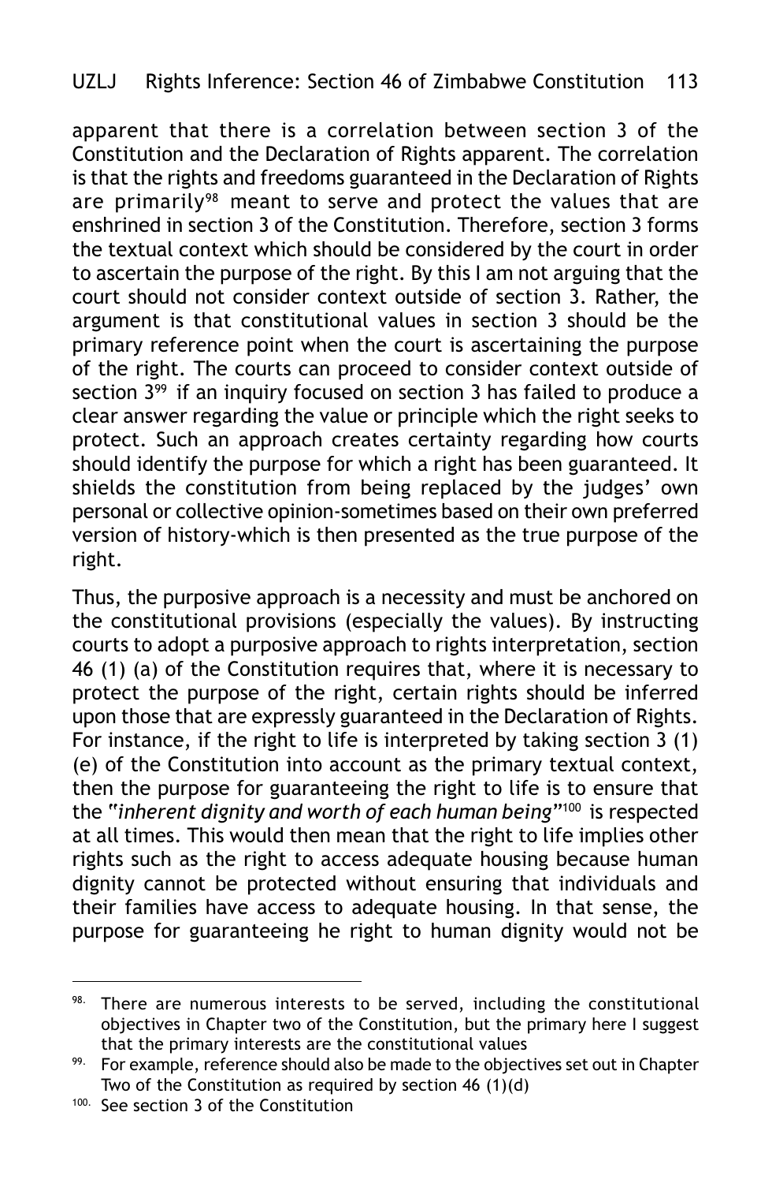apparent that there is a correlation between section 3 of the Constitution and the Declaration of Rights apparent. The correlation is that the rights and freedoms guaranteed in the Declaration of Rights are primarily[98] meant to serve and protect the values that are enshrined in section 3 of the Constitution. Therefore, section 3 forms the textual context which should be considered by the court in order to ascertain the purpose of the right. By this I am not arguing that the court should not consider context outside of section 3. Rather, the argument is that constitutional values in section 3 should be the primary reference point when the court is ascertaining the purpose of the right. The courts can proceed to consider context outside of section 3[99] if an inquiry focused on section 3 has failed to produce a clear answer regarding the value or principle which the right seeks to protect. Such an approach creates certainty regarding how courts should identify the purpose for which a right has been guaranteed. It shields the constitution from being replaced by the judges' own personal or collective opinion-sometimes based on their own preferred version of history-which is then presented as the true purpose of the right.

Thus, the purposive approach is a necessity and must be anchored on the constitutional provisions (especially the values). By instructing courts to adopt a purposive approach to rights interpretation, section 46 (1) (a) of the Constitution requires that, where it is necessary to protect the purpose of the right, certain rights should be inferred upon those that are expressly guaranteed in the Declaration of Rights. For instance, if the right to life is interpreted by taking section 3 (1) (e) of the Constitution into account as the primary textual context, then the purpose for guaranteeing the right to life is to ensure that the "*inherent dignity and worth of each human being*"[100] is respected at all times. This would then mean that the right to life implies other rights such as the right to access adequate housing because human dignity cannot be protected without ensuring that individuals and their families have access to adequate housing. In that sense, the purpose for guaranteeing he right to human dignity would not be

---

98. There are numerous interests to be served, including the constitutional objectives in Chapter two of the Constitution, but the primary here I suggest that the primary interests are the constitutional values

99. For example, reference should also be made to the objectives set out in Chapter Two of the Constitution as required by section 46 (1)(d)

100. See section 3 of the Constitution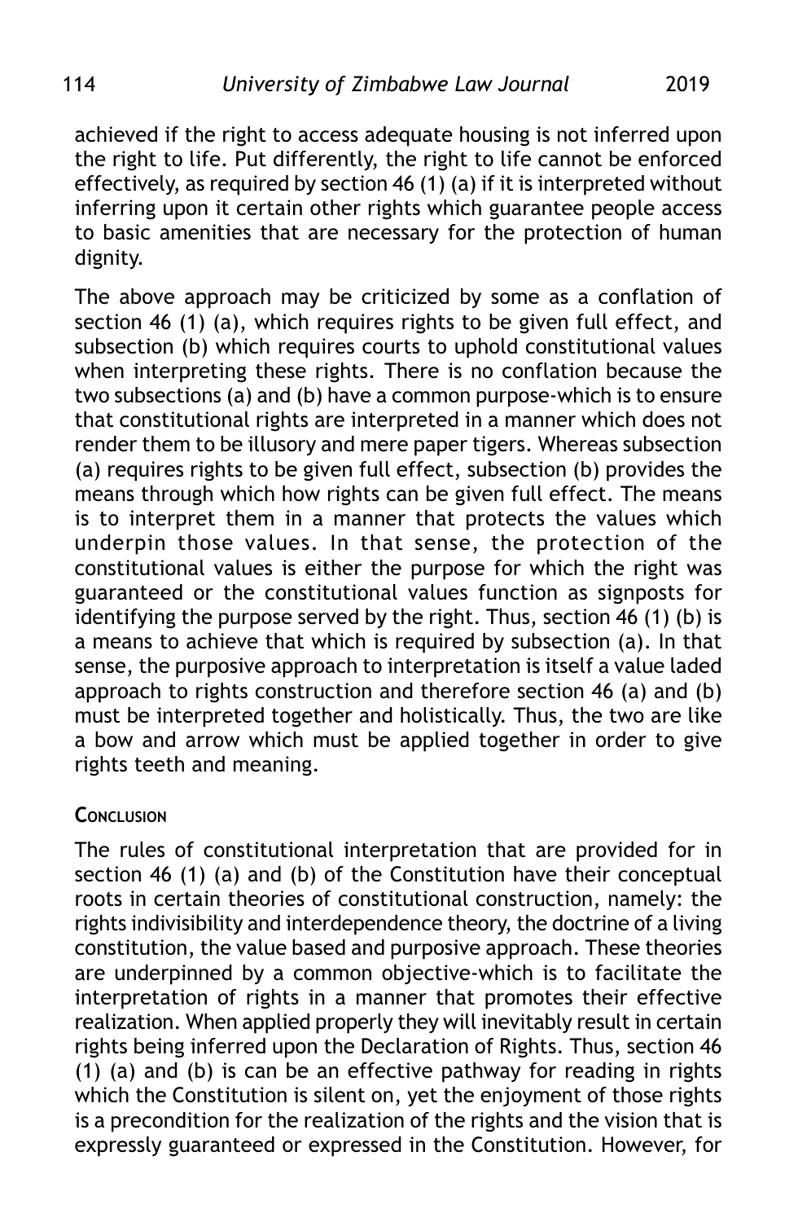achieved if the right to access adequate housing is not inferred upon the right to life. Put differently, the right to life cannot be enforced effectively, as required by section 46 (1) (a) if it is interpreted without inferring upon it certain other rights which guarantee people access to basic amenities that are necessary for the protection of human dignity.

The above approach may be criticized by some as a conflation of section 46 (1) (a), which requires rights to be given full effect, and subsection (b) which requires courts to uphold constitutional values when interpreting these rights. There is no conflation because the two subsections (a) and (b) have a common purpose-which is to ensure that constitutional rights are interpreted in a manner which does not render them to be illusory and mere paper tigers. Whereas subsection (a) requires rights to be given full effect, subsection (b) provides the means through which how rights can be given full effect. The means is to interpret them in a manner that protects the values which underpin those values. In that sense, the protection of the constitutional values is either the purpose for which the right was guaranteed or the constitutional values function as signposts for identifying the purpose served by the right. Thus, section 46 (1) (b) is a means to achieve that which is required by subsection (a). In that sense, the purposive approach to interpretation is itself a value laded approach to rights construction and therefore section 46 (a) and (b) must be interpreted together and holistically. Thus, the two are like a bow and arrow which must be applied together in order to give rights teeth and meaning.

## Conclusion

The rules of constitutional interpretation that are provided for in section 46 (1) (a) and (b) of the Constitution have their conceptual roots in certain theories of constitutional construction, namely: the rights indivisibility and interdependence theory, the doctrine of a living constitution, the value based and purposive approach. These theories are underpinned by a common objective-which is to facilitate the interpretation of rights in a manner that promotes their effective realization. When applied properly they will inevitably result in certain rights being inferred upon the Declaration of Rights. Thus, section 46 (1) (a) and (b) is can be an effective pathway for reading in rights which the Constitution is silent on, yet the enjoyment of those rights is a precondition for the realization of the rights and the vision that is expressly guaranteed or expressed in the Constitution. However, for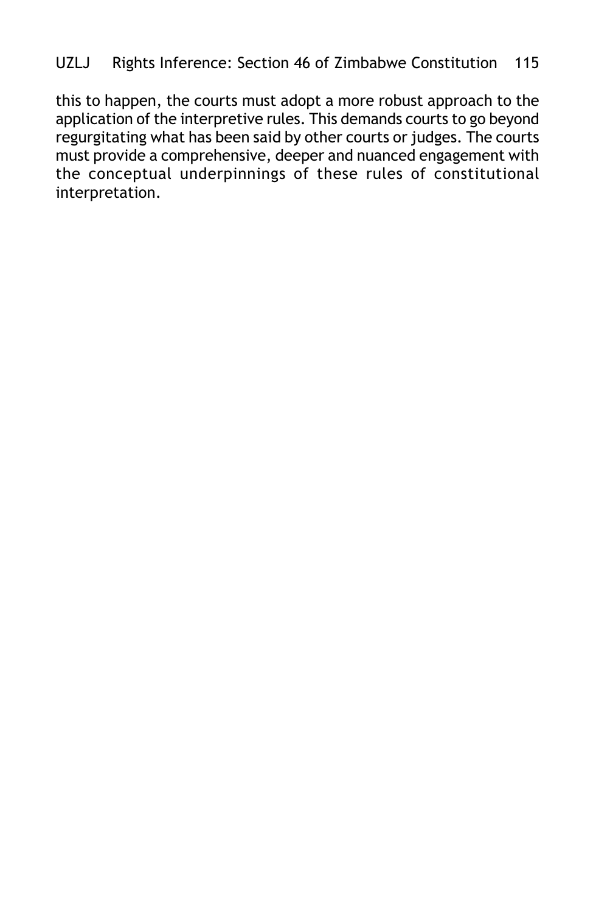this to happen, the courts must adopt a more robust approach to the application of the interpretive rules. This demands courts to go beyond regurgitating what has been said by other courts or judges. The courts must provide a comprehensive, deeper and nuanced engagement with the conceptual underpinnings of these rules of constitutional interpretation.